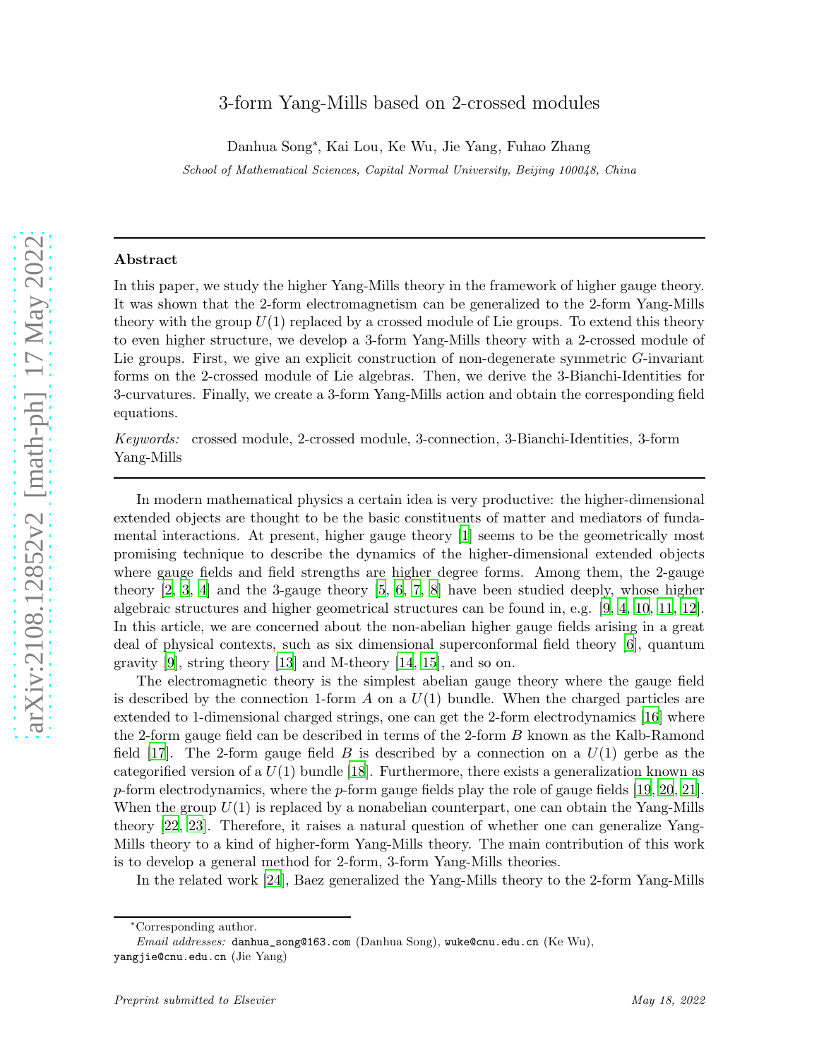# 3-form Yang-Mills based on 2-crossed modules

Danhua Song*, Kai Lou, Ke Wu, Jie Yang, Fuhao Zhang

*School of Mathematical Sciences, Capital Normal University, Beijing 100048, China*

---

## Abstract

In this paper, we study the higher Yang-Mills theory in the framework of higher gauge theory. It was shown that the 2-form electromagnetism can be generalized to the 2-form Yang-Mills theory with the group $U(1)$ replaced by a crossed module of Lie groups. To extend this theory to even higher structure, we develop a 3-form Yang-Mills theory with a 2-crossed module of Lie groups. First, we give an explicit construction of non-degenerate symmetric $G$-invariant forms on the 2-crossed module of Lie algebras. Then, we derive the 3-Bianchi-Identities for 3-curvatures. Finally, we create a 3-form Yang-Mills action and obtain the corresponding field equations.

*Keywords:* crossed module, 2-crossed module, 3-connection, 3-Bianchi-Identities, 3-form Yang-Mills

---

In modern mathematical physics a certain idea is very productive: the higher-dimensional extended objects are thought to be the basic constituents of matter and mediators of fundamental interactions. At present, higher gauge theory [1] seems to be the geometrically most promising technique to describe the dynamics of the higher-dimensional extended objects where gauge fields and field strengths are higher degree forms. Among them, the 2-gauge theory [2, 3, 4] and the 3-gauge theory [5, 6, 7, 8] have been studied deeply, whose higher algebraic structures and higher geometrical structures can be found in, e.g. [9, 4, 10, 11, 12]. In this article, we are concerned about the non-abelian higher gauge fields arising in a great deal of physical contexts, such as six dimensional superconformal field theory [6], quantum gravity [9], string theory [13] and M-theory [14, 15], and so on.

The electromagnetic theory is the simplest abelian gauge theory where the gauge field is described by the connection 1-form $A$ on a $U(1)$ bundle. When the charged particles are extended to 1-dimensional charged strings, one can get the 2-form electrodynamics [16] where the 2-form gauge field can be described in terms of the 2-form $B$ known as the Kalb-Ramond field [17]. The 2-form gauge field $B$ is described by a connection on a $U(1)$ gerbe as the categorified version of a $U(1)$ bundle [18]. Furthermore, there exists a generalization known as $p$-form electrodynamics, where the $p$-form gauge fields play the role of gauge fields [19, 20, 21]. When the group $U(1)$ is replaced by a nonabelian counterpart, one can obtain the Yang-Mills theory [22, 23]. Therefore, it raises a natural question of whether one can generalize Yang-Mills theory to a kind of higher-form Yang-Mills theory. The main contribution of this work is to develop a general method for 2-form, 3-form Yang-Mills theories.

In the related work [24], Baez generalized the Yang-Mills theory to the 2-form Yang-Mills

---

*Corresponding author.

*Email addresses:* danhua_song@163.com (Danhua Song), wuke@cnu.edu.cn (Ke Wu), yangjie@cnu.edu.cn (Jie Yang)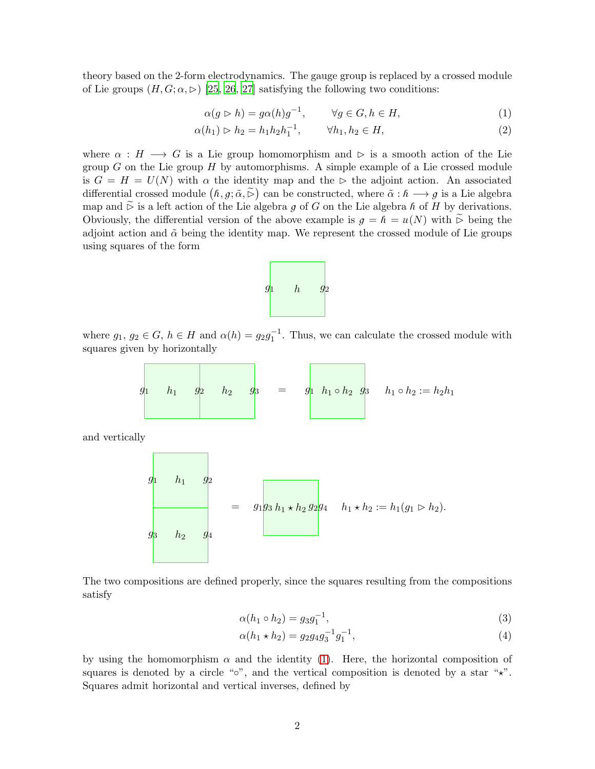theory based on the 2-form electrodynamics. The gauge group is replaced by a crossed module of Lie groups $(H, G; \alpha, \triangleright)$ [25, 26, 27] satisfying the following two conditions:

$$\alpha(g \triangleright h) = g\alpha(h)g^{-1}, \qquad \forall g \in G, h \in H, \tag{1}$$

$$\alpha(h_1) \triangleright h_2 = h_1 h_2 h_1^{-1}, \qquad \forall h_1, h_2 \in H, \tag{2}$$

where $\alpha : H \longrightarrow G$ is a Lie group homomorphism and $\triangleright$ is a smooth action of the Lie group $G$ on the Lie group $H$ by automorphisms. A simple example of a Lie crossed module is $G = H = U(N)$ with $\alpha$ the identity map and the $\triangleright$ the adjoint action. An associated differential crossed module $\left(\mathfrak{h}, \mathfrak{g}; \tilde{\alpha}, \widetilde{\triangleright}\right)$ can be constructed, where $\tilde{\alpha} : \mathfrak{h} \longrightarrow \mathfrak{g}$ is a Lie algebra map and $\widetilde{\triangleright}$ is a left action of the Lie algebra $\mathfrak{g}$ of $G$ on the Lie algebra $\mathfrak{h}$ of $H$ by derivations. Obviously, the differential version of the above example is $\mathfrak{g} = \mathfrak{h} = \mathfrak{u}(N)$ with $\widetilde{\triangleright}$ being the adjoint action and $\tilde{\alpha}$ being the identity map. We represent the crossed module of Lie groups using squares of the form

$$\boxed{g_1 \quad h \quad g_2}$$

where $g_1$, $g_2 \in G$, $h \in H$ and $\alpha(h) = g_2 g_1^{-1}$. Thus, we can calculate the crossed module with squares given by horizontally

$$\boxed{g_1 \quad h_1 \quad g_2}\boxed{\quad h_2 \quad g_3} \quad = \quad \boxed{g_1 \quad h_1 \circ h_2 \quad g_3} \qquad h_1 \circ h_2 := h_2 h_1$$

and vertically

$$\begin{array}{c}\boxed{g_1 \quad h_1 \quad g_2}\\ \boxed{g_3 \quad h_2 \quad g_4}\end{array} \quad = \quad \boxed{g_1 g_3 \quad h_1 \star h_2 \quad g_2 g_4} \qquad h_1 \star h_2 := h_1(g_1 \triangleright h_2).$$

The two compositions are defined properly, since the squares resulting from the compositions satisfy

$$\alpha(h_1 \circ h_2) = g_3 g_1^{-1}, \tag{3}$$

$$\alpha(h_1 \star h_2) = g_2 g_4 g_3^{-1} g_1^{-1}, \tag{4}$$

by using the homomorphism $\alpha$ and the identity (1). Here, the horizontal composition of squares is denoted by a circle "$\circ$", and the vertical composition is denoted by a star "$\star$". Squares admit horizontal and vertical inverses, defined by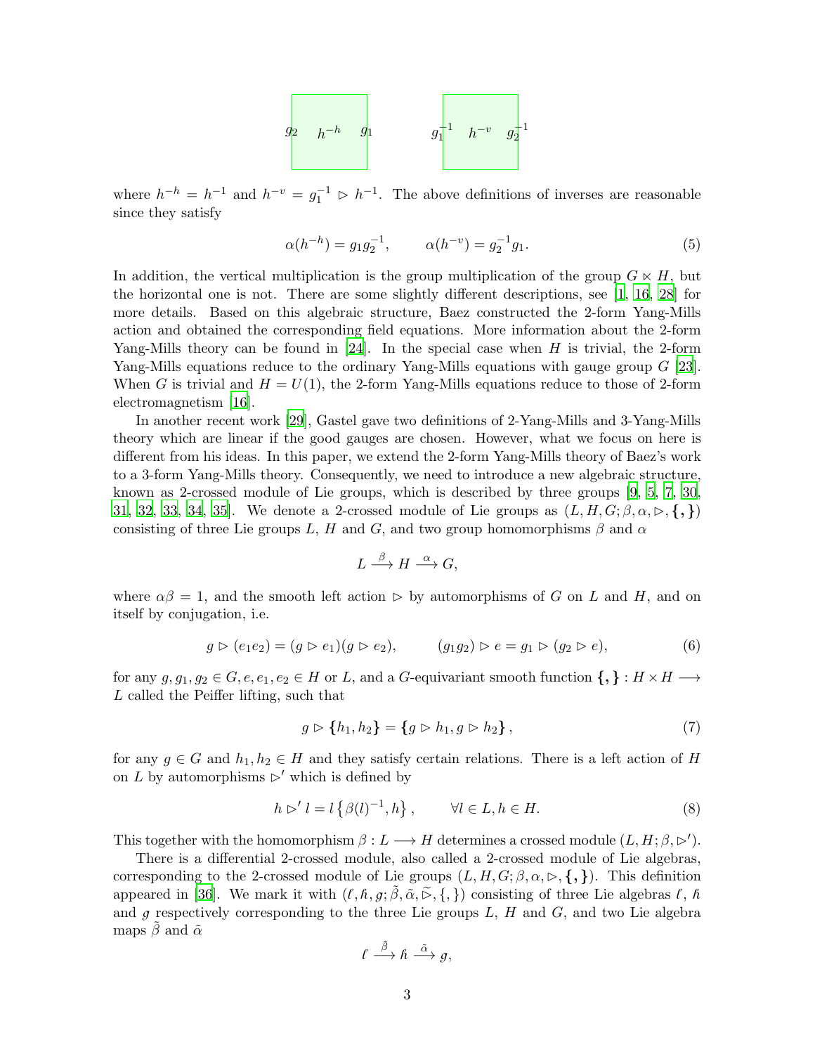$g_2 \quad h^{-h} \quad g_1 \qquad\qquad g_1^{-1} \quad h^{-v} \quad g_2^{-1}$

where $h^{-h} = h^{-1}$ and $h^{-v} = g_1^{-1} \rhd h^{-1}$. The above definitions of inverses are reasonable since they satisfy

$$\alpha(h^{-h}) = g_1 g_2^{-1}, \qquad \alpha(h^{-v}) = g_2^{-1} g_1. \tag{5}$$

In addition, the vertical multiplication is the group multiplication of the group $G \ltimes H$, but the horizontal one is not. There are some slightly different descriptions, see [1, 16, 28] for more details. Based on this algebraic structure, Baez constructed the 2-form Yang-Mills action and obtained the corresponding field equations. More information about the 2-form Yang-Mills theory can be found in [24]. In the special case when $H$ is trivial, the 2-form Yang-Mills equations reduce to the ordinary Yang-Mills equations with gauge group $G$ [23]. When $G$ is trivial and $H = U(1)$, the 2-form Yang-Mills equations reduce to those of 2-form electromagnetism [16].

In another recent work [29], Gastel gave two definitions of 2-Yang-Mills and 3-Yang-Mills theory which are linear if the good gauges are chosen. However, what we focus on here is different from his ideas. In this paper, we extend the 2-form Yang-Mills theory of Baez's work to a 3-form Yang-Mills theory. Consequently, we need to introduce a new algebraic structure, known as 2-crossed module of Lie groups, which is described by three groups [9, 5, 7, 30, 31, 32, 33, 34, 35]. We denote a 2-crossed module of Lie groups as $(L, H, G; \beta, \alpha, \rhd, \{,\})$ consisting of three Lie groups $L$, $H$ and $G$, and two group homomorphisms $\beta$ and $\alpha$

$$L \xrightarrow{\beta} H \xrightarrow{\alpha} G,$$

where $\alpha\beta = 1$, and the smooth left action $\rhd$ by automorphisms of $G$ on $L$ and $H$, and on itself by conjugation, i.e.

$$g \rhd (e_1 e_2) = (g \rhd e_1)(g \rhd e_2), \qquad (g_1 g_2) \rhd e = g_1 \rhd (g_2 \rhd e), \tag{6}$$

for any $g, g_1, g_2 \in G, e, e_1, e_2 \in H$ or $L$, and a $G$-equivariant smooth function $\{,\} : H \times H \longrightarrow L$ called the Peiffer lifting, such that

$$g \rhd \{h_1, h_2\} = \{g \rhd h_1, g \rhd h_2\}, \tag{7}$$

for any $g \in G$ and $h_1, h_2 \in H$ and they satisfy certain relations. There is a left action of $H$ on $L$ by automorphisms $\rhd'$ which is defined by

$$h \rhd' l = l \left\{\beta(l)^{-1}, h\right\}, \qquad \forall l \in L, h \in H. \tag{8}$$

This together with the homomorphism $\beta : L \longrightarrow H$ determines a crossed module $(L, H; \beta, \rhd')$.

There is a differential 2-crossed module, also called a 2-crossed module of Lie algebras, corresponding to the 2-crossed module of Lie groups $(L, H, G; \beta, \alpha, \rhd, \{,\})$. This definition appeared in [36]. We mark it with $(\ell, \hbar, g; \tilde{\beta}, \tilde{\alpha}, \tilde{\rhd}, \{,\})$ consisting of three Lie algebras $\ell$, $\hbar$ and $g$ respectively corresponding to the three Lie groups $L$, $H$ and $G$, and two Lie algebra maps $\tilde{\beta}$ and $\tilde{\alpha}$

$$\ell \xrightarrow{\tilde{\beta}} \hbar \xrightarrow{\tilde{\alpha}} g,$$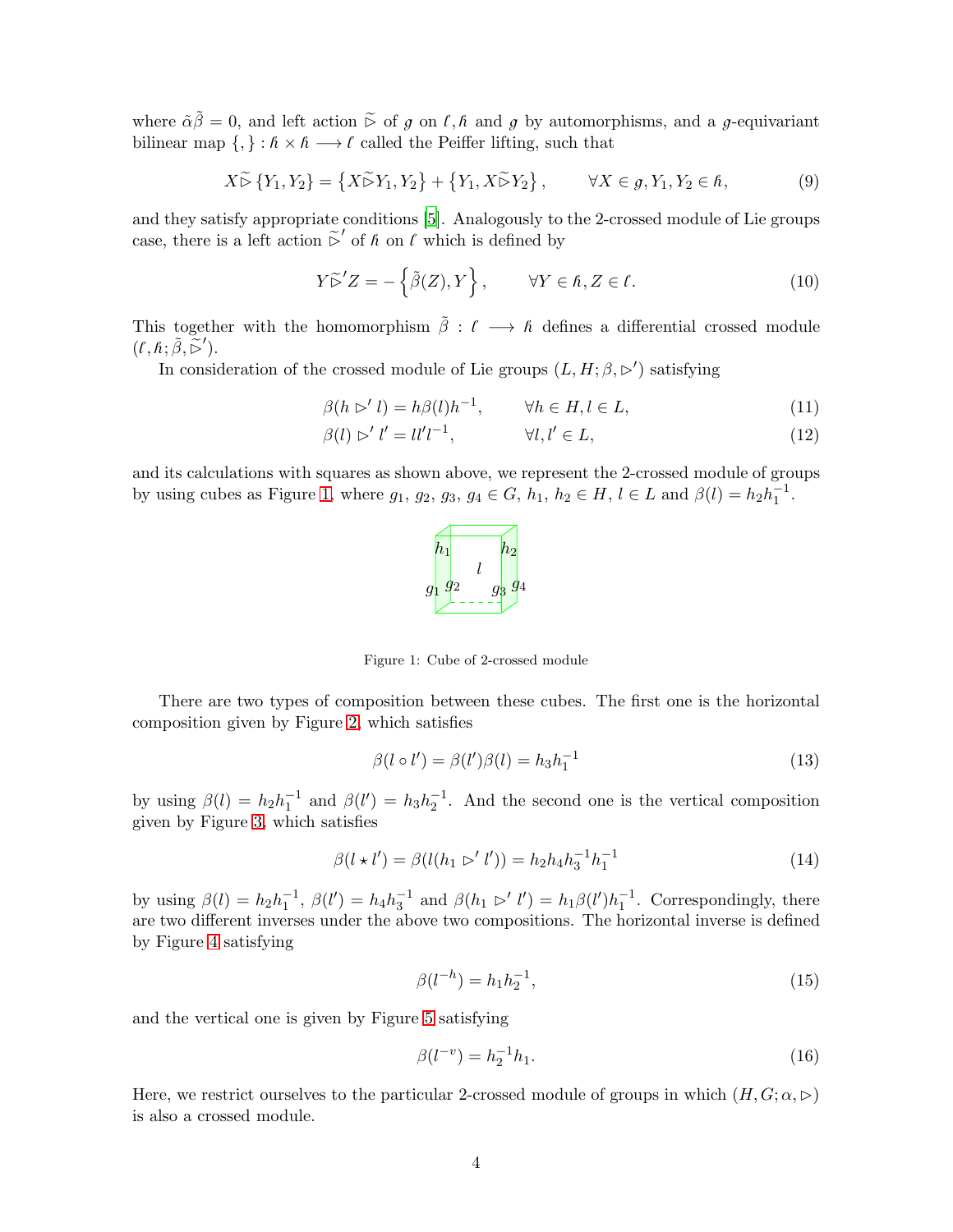where $\tilde{\alpha}\tilde{\beta} = 0$, and left action $\widetilde{\triangleright}$ of $\mathfrak{g}$ on $\mathfrak{l}, \mathfrak{h}$ and $\mathfrak{g}$ by automorphisms, and a $\mathfrak{g}$-equivariant bilinear map $\{,\} : \mathfrak{h} \times \mathfrak{h} \longrightarrow \mathfrak{l}$ called the Peiffer lifting, such that

$$X \widetilde{\triangleright} \{Y_1, Y_2\} = \left\{X \widetilde{\triangleright} Y_1, Y_2\right\} + \left\{Y_1, X \widetilde{\triangleright} Y_2\right\}, \qquad \forall X \in \mathfrak{g}, Y_1, Y_2 \in \mathfrak{h}, \tag{9}$$

and they satisfy appropriate conditions [5]. Analogously to the 2-crossed module of Lie groups case, there is a left action $\widetilde{\triangleright}'$ of $\mathfrak{h}$ on $\mathfrak{l}$ which is defined by

$$Y \widetilde{\triangleright}' Z = -\left\{\tilde{\beta}(Z), Y\right\}, \qquad \forall Y \in \mathfrak{h}, Z \in \mathfrak{l}. \tag{10}$$

This together with the homomorphism $\tilde{\beta} : \mathfrak{l} \longrightarrow \mathfrak{h}$ defines a differential crossed module $(\mathfrak{l}, \mathfrak{h}; \tilde{\beta}, \widetilde{\triangleright}')$.

In consideration of the crossed module of Lie groups $(L, H; \beta, \triangleright')$ satisfying

$$\beta(h \triangleright' l) = h\beta(l)h^{-1}, \qquad \forall h \in H, l \in L, \tag{11}$$

$$\beta(l) \triangleright' l' = ll'l^{-1}, \qquad \forall l, l' \in L, \tag{12}$$

and its calculations with squares as shown above, we represent the 2-crossed module of groups by using cubes as Figure 1, where $g_1$, $g_2$, $g_3$, $g_4 \in G$, $h_1$, $h_2 \in H$, $l \in L$ and $\beta(l) = h_2 h_1^{-1}$.

Figure 1: Cube of 2-crossed module

There are two types of composition between these cubes. The first one is the horizontal composition given by Figure 2, which satisfies

$$\beta(l \circ l') = \beta(l')\beta(l) = h_3 h_1^{-1} \tag{13}$$

by using $\beta(l) = h_2 h_1^{-1}$ and $\beta(l') = h_3 h_2^{-1}$. And the second one is the vertical composition given by Figure 3, which satisfies

$$\beta(l \star l') = \beta(l(h_1 \triangleright' l')) = h_2 h_4 h_3^{-1} h_1^{-1} \tag{14}$$

by using $\beta(l) = h_2 h_1^{-1}$, $\beta(l') = h_4 h_3^{-1}$ and $\beta(h_1 \triangleright' l') = h_1 \beta(l') h_1^{-1}$. Correspondingly, there are two different inverses under the above two compositions. The horizontal inverse is defined by Figure 4 satisfying

$$\beta(l^{-h}) = h_1 h_2^{-1}, \tag{15}$$

and the vertical one is given by Figure 5 satisfying

$$\beta(l^{-v}) = h_2^{-1} h_1. \tag{16}$$

Here, we restrict ourselves to the particular 2-crossed module of groups in which $(H, G; \alpha, \triangleright)$ is also a crossed module.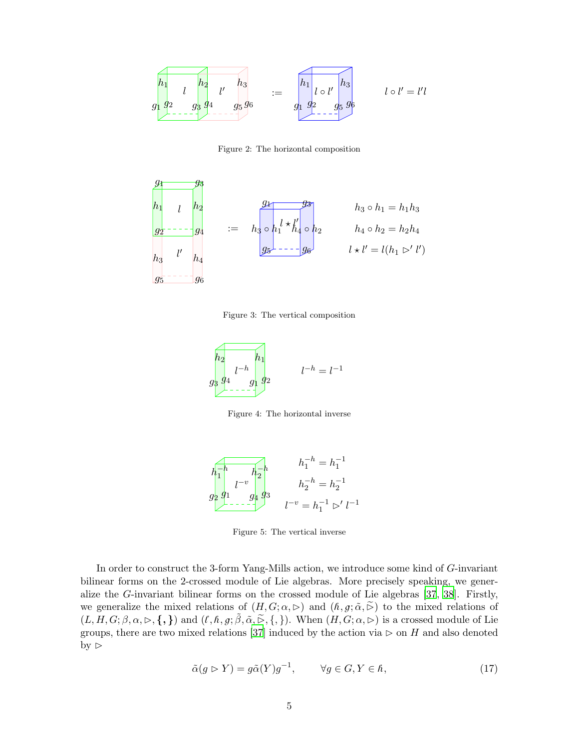$$l \circ l' = l'l$$

Figure 2: The horizontal composition

$$h_3 \circ h_1 = h_1 h_3$$

$$h_4 \circ h_2 = h_2 h_4$$

$$l \star l' = l(h_1 \rhd' l')$$

Figure 3: The vertical composition

$$l^{-h} = l^{-1}$$

Figure 4: The horizontal inverse

$$h_1^{-h} = h_1^{-1}$$

$$h_2^{-h} = h_2^{-1}$$

$$l^{-v} = h_1^{-1} \rhd' l^{-1}$$

Figure 5: The vertical inverse

In order to construct the 3-form Yang-Mills action, we introduce some kind of $G$-invariant bilinear forms on the 2-crossed module of Lie algebras. More precisely speaking, we generalize the $G$-invariant bilinear forms on the crossed module of Lie algebras [37, 38]. Firstly, we generalize the mixed relations of $(H, G; \alpha, \rhd)$ and $(\mathfrak{h}, \mathfrak{g}; \tilde{\alpha}, \widetilde{\rhd})$ to the mixed relations of $(L, H, G; \beta, \alpha, \rhd, \{,\})$ and $(\mathfrak{l}, \mathfrak{h}, \mathfrak{g}; \tilde{\beta}, \tilde{\alpha}, \widetilde{\rhd}, \{,\})$. When $(H, G; \alpha, \rhd)$ is a crossed module of Lie groups, there are two mixed relations [37] induced by the action via $\rhd$ on $H$ and also denoted by $\rhd$

$$\tilde{\alpha}(g \rhd Y) = g\tilde{\alpha}(Y)g^{-1}, \qquad \forall g \in G, Y \in \mathfrak{h}, \tag{17}$$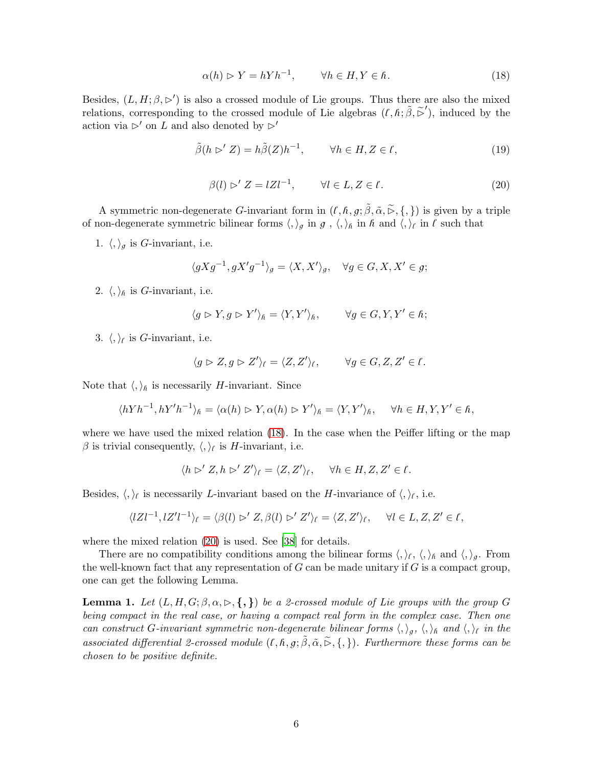$$\alpha(h) \rhd Y = hYh^{-1}, \qquad \forall h \in H, Y \in \mathfrak{h}. \tag{18}$$

Besides, $(L, H; \beta, \rhd')$ is also a crossed module of Lie groups. Thus there are also the mixed relations, corresponding to the crossed module of Lie algebras $(\ell, \mathfrak{h}; \tilde{\beta}, \widetilde{\rhd}')$, induced by the action via $\rhd'$ on $L$ and also denoted by $\rhd'$

$$\tilde{\beta}(h \rhd' Z) = h\tilde{\beta}(Z)h^{-1}, \qquad \forall h \in H, Z \in \ell, \tag{19}$$

$$\beta(l) \rhd' Z = lZl^{-1}, \qquad \forall l \in L, Z \in \ell. \tag{20}$$

A symmetric non-degenerate $G$-invariant form in $(\ell, \mathfrak{h}, g; \tilde{\beta}, \tilde{\alpha}, \widetilde{\rhd}, \{,\})$ is given by a triple of non-degenerate symmetric bilinear forms $\langle , \rangle_g$ in $g$ , $\langle , \rangle_{\mathfrak{h}}$ in $\mathfrak{h}$ and $\langle , \rangle_\ell$ in $\ell$ such that

1. $\langle , \rangle_g$ is $G$-invariant, i.e.

$$\langle gXg^{-1}, gX'g^{-1}\rangle_g = \langle X, X'\rangle_g, \quad \forall g \in G, X, X' \in g;$$

2. $\langle , \rangle_{\mathfrak{h}}$ is $G$-invariant, i.e.

$$\langle g \rhd Y, g \rhd Y'\rangle_{\mathfrak{h}} = \langle Y, Y'\rangle_{\mathfrak{h}}, \qquad \forall g \in G, Y, Y' \in \mathfrak{h};$$

3. $\langle , \rangle_\ell$ is $G$-invariant, i.e.

$$\langle g \rhd Z, g \rhd Z'\rangle_\ell = \langle Z, Z'\rangle_\ell, \qquad \forall g \in G, Z, Z' \in \ell.$$

Note that $\langle , \rangle_{\mathfrak{h}}$ is necessarily $H$-invariant. Since

$$\langle hYh^{-1}, hY'h^{-1}\rangle_{\mathfrak{h}} = \langle \alpha(h) \rhd Y, \alpha(h) \rhd Y'\rangle_{\mathfrak{h}} = \langle Y, Y'\rangle_{\mathfrak{h}}, \quad \forall h \in H, Y, Y' \in \mathfrak{h},$$

where we have used the mixed relation (18). In the case when the Peiffer lifting or the map $\beta$ is trivial consequently, $\langle , \rangle_\ell$ is $H$-invariant, i.e.

$$\langle h \rhd' Z, h \rhd' Z'\rangle_\ell = \langle Z, Z'\rangle_\ell, \quad \forall h \in H, Z, Z' \in \ell.$$

Besides, $\langle , \rangle_\ell$ is necessarily $L$-invariant based on the $H$-invariance of $\langle , \rangle_\ell$, i.e.

$$\langle lZl^{-1}, lZ'l^{-1}\rangle_\ell = \langle \beta(l) \rhd' Z, \beta(l) \rhd' Z'\rangle_\ell = \langle Z, Z'\rangle_\ell, \quad \forall l \in L, Z, Z' \in \ell,$$

where the mixed relation (20) is used. See [38] for details.

There are no compatibility conditions among the bilinear forms $\langle , \rangle_\ell$, $\langle , \rangle_{\mathfrak{h}}$ and $\langle , \rangle_g$. From the well-known fact that any representation of $G$ can be made unitary if $G$ is a compact group, one can get the following Lemma.

**Lemma 1.** *Let $(L, H, G; \beta, \alpha, \rhd, \{,\})$ be a 2-crossed module of Lie groups with the group $G$ being compact in the real case, or having a compact real form in the complex case. Then one can construct $G$-invariant symmetric non-degenerate bilinear forms $\langle , \rangle_g$, $\langle , \rangle_{\mathfrak{h}}$ and $\langle , \rangle_\ell$ in the associated differential 2-crossed module $(\ell, \mathfrak{h}, g; \tilde{\beta}, \tilde{\alpha}, \widetilde{\rhd}, \{,\})$. Furthermore these forms can be chosen to be positive definite.*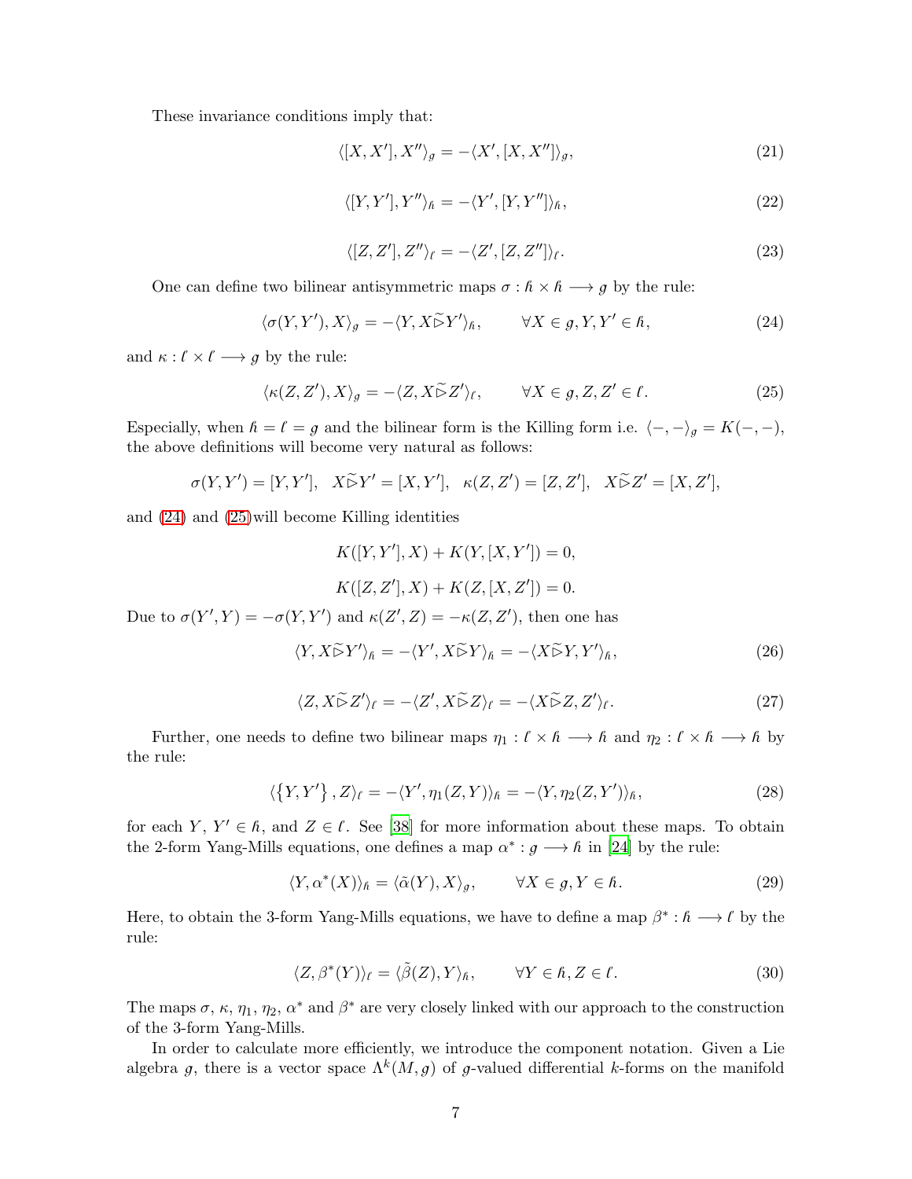These invariance conditions imply that:

$$\langle [X, X'], X'' \rangle_{\mathfrak{g}} = -\langle X', [X, X''] \rangle_{\mathfrak{g}}, \tag{21}$$

$$\langle [Y, Y'], Y'' \rangle_{\mathfrak{h}} = -\langle Y', [Y, Y''] \rangle_{\mathfrak{h}}, \tag{22}$$

$$\langle [Z, Z'], Z'' \rangle_{\mathfrak{l}} = -\langle Z', [Z, Z''] \rangle_{\mathfrak{l}}. \tag{23}$$

One can define two bilinear antisymmetric maps $\sigma : \mathfrak{h} \times \mathfrak{h} \longrightarrow \mathfrak{g}$ by the rule:

$$\langle \sigma(Y, Y'), X \rangle_{\mathfrak{g}} = -\langle Y, X \widetilde{\triangleright} Y' \rangle_{\mathfrak{h}}, \qquad \forall X \in \mathfrak{g}, Y, Y' \in \mathfrak{h}, \tag{24}$$

and $\kappa : \mathfrak{l} \times \mathfrak{l} \longrightarrow \mathfrak{g}$ by the rule:

$$\langle \kappa(Z, Z'), X \rangle_{\mathfrak{g}} = -\langle Z, X \widetilde{\triangleright} Z' \rangle_{\mathfrak{l}}, \qquad \forall X \in \mathfrak{g}, Z, Z' \in \mathfrak{l}. \tag{25}$$

Especially, when $\mathfrak{h} = \mathfrak{l} = \mathfrak{g}$ and the bilinear form is the Killing form i.e. $\langle -, - \rangle_{\mathfrak{g}} = K(-, -)$, the above definitions will become very natural as follows:

$$\sigma(Y, Y') = [Y, Y'], \quad X \widetilde{\triangleright} Y' = [X, Y'], \quad \kappa(Z, Z') = [Z, Z'], \quad X \widetilde{\triangleright} Z' = [X, Z'],$$

and (24) and (25)will become Killing identities

$$K([Y, Y'], X) + K(Y, [X, Y']) = 0,$$

$$K([Z, Z'], X) + K(Z, [X, Z']) = 0.$$

Due to $\sigma(Y', Y) = -\sigma(Y, Y')$ and $\kappa(Z', Z) = -\kappa(Z, Z')$, then one has

$$\langle Y, X \widetilde{\triangleright} Y' \rangle_{\mathfrak{h}} = -\langle Y', X \widetilde{\triangleright} Y \rangle_{\mathfrak{h}} = -\langle X \widetilde{\triangleright} Y, Y' \rangle_{\mathfrak{h}}, \tag{26}$$

$$\langle Z, X \widetilde{\triangleright} Z' \rangle_{\mathfrak{l}} = -\langle Z', X \widetilde{\triangleright} Z \rangle_{\mathfrak{l}} = -\langle X \widetilde{\triangleright} Z, Z' \rangle_{\mathfrak{l}}. \tag{27}$$

Further, one needs to define two bilinear maps $\eta_1 : \mathfrak{l} \times \mathfrak{h} \longrightarrow \mathfrak{h}$ and $\eta_2 : \mathfrak{l} \times \mathfrak{h} \longrightarrow \mathfrak{h}$ by the rule:

$$\langle \{Y, Y'\}, Z \rangle_{\mathfrak{l}} = -\langle Y', \eta_1(Z, Y) \rangle_{\mathfrak{h}} = -\langle Y, \eta_2(Z, Y') \rangle_{\mathfrak{h}}, \tag{28}$$

for each $Y$, $Y' \in \mathfrak{h}$, and $Z \in \mathfrak{l}$. See [38] for more information about these maps. To obtain the 2-form Yang-Mills equations, one defines a map $\alpha^* : \mathfrak{g} \longrightarrow \mathfrak{h}$ in [24] by the rule:

$$\langle Y, \alpha^*(X) \rangle_{\mathfrak{h}} = \langle \tilde{\alpha}(Y), X \rangle_{\mathfrak{g}}, \qquad \forall X \in \mathfrak{g}, Y \in \mathfrak{h}. \tag{29}$$

Here, to obtain the 3-form Yang-Mills equations, we have to define a map $\beta^* : \mathfrak{h} \longrightarrow \mathfrak{l}$ by the rule:

$$\langle Z, \beta^*(Y) \rangle_{\mathfrak{l}} = \langle \tilde{\beta}(Z), Y \rangle_{\mathfrak{h}}, \qquad \forall Y \in \mathfrak{h}, Z \in \mathfrak{l}. \tag{30}$$

The maps $\sigma$, $\kappa$, $\eta_1$, $\eta_2$, $\alpha^*$ and $\beta^*$ are very closely linked with our approach to the construction of the 3-form Yang-Mills.

In order to calculate more efficiently, we introduce the component notation. Given a Lie algebra $\mathfrak{g}$, there is a vector space $\Lambda^k(M, \mathfrak{g})$ of $\mathfrak{g}$-valued differential $k$-forms on the manifold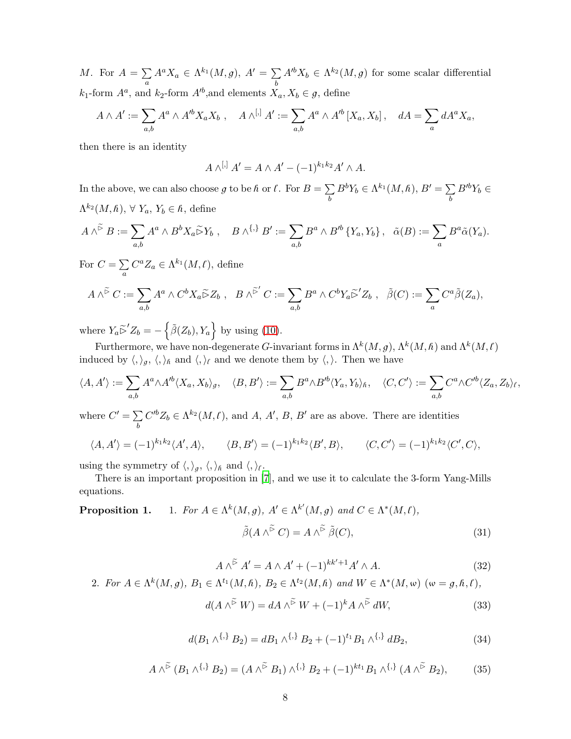$M$. For $A = \sum_a A^a X_a \in \Lambda^{k_1}(M, \mathfrak{g})$, $A' = \sum_b A'^b X_b \in \Lambda^{k_2}(M, \mathfrak{g})$ for some scalar differential $k_1$-form $A^a$, and $k_2$-form $A'^b$,and elements $X_a, X_b \in \mathfrak{g}$, define

$$A \wedge A' := \sum_{a,b} A^a \wedge A'^b X_a X_b \ , \quad A \wedge^{[,]} A' := \sum_{a,b} A^a \wedge A'^b \left[X_a, X_b\right], \quad dA = \sum_a dA^a X_a,$$

then there is an identity

$$A \wedge^{[,]} A' = A \wedge A' - (-1)^{k_1 k_2} A' \wedge A.$$

In the above, we can also choose $\mathfrak{g}$ to be $\mathfrak{h}$ or $\ell$. For $B = \sum_b B^b Y_b \in \Lambda^{k_1}(M, \mathfrak{h})$, $B' = \sum_b B'^b Y_b \in \Lambda^{k_2}(M, \mathfrak{h})$, $\forall\ Y_a,\ Y_b \in \mathfrak{h}$, define

$$A \wedge^{\widetilde{\rhd}} B := \sum_{a,b} A^a \wedge B^b X_a \widetilde{\rhd} Y_b \ , \quad B \wedge^{\{,\}} B' := \sum_{a,b} B^a \wedge B'^b \left\{Y_a, Y_b\right\}, \quad \tilde{\alpha}(B) := \sum_a B^a \tilde{\alpha}(Y_a).$$

For $C = \sum_a C^a Z_a \in \Lambda^{k_1}(M, \ell)$, define

$$A \wedge^{\widetilde{\rhd}} C := \sum_{a,b} A^a \wedge C^b X_a \widetilde{\rhd} Z_b \ , \quad B \wedge^{\widetilde{\rhd}'} C := \sum_{a,b} B^a \wedge C^b Y_a \widetilde{\rhd}' Z_b \ , \quad \tilde{\beta}(C) := \sum_a C^a \tilde{\beta}(Z_a),$$

where $Y_a \widetilde{\rhd}' Z_b = -\left\{\tilde{\beta}(Z_b), Y_a\right\}$ by using (10).

Furthermore, we have non-degenerate $G$-invariant forms in $\Lambda^k(M, \mathfrak{g})$, $\Lambda^k(M, \mathfrak{h})$ and $\Lambda^k(M, \ell)$ induced by $\langle,\rangle_{\mathfrak{g}}$, $\langle,\rangle_{\mathfrak{h}}$ and $\langle,\rangle_{\ell}$ and we denote them by $\langle,\rangle$. Then we have

$$\langle A, A'\rangle := \sum_{a,b} A^a \wedge A'^b \langle X_a, X_b\rangle_{\mathfrak{g}}, \quad \langle B, B'\rangle := \sum_{a,b} B^a \wedge B'^b \langle Y_a, Y_b\rangle_{\mathfrak{h}}, \quad \langle C, C'\rangle := \sum_{a,b} C^a \wedge C'^b \langle Z_a, Z_b\rangle_{\ell},$$

where $C' = \sum_b C'^b Z_b \in \Lambda^{k_2}(M, \ell)$, and $A$, $A'$, $B$, $B'$ are as above. There are identities

$$\langle A, A'\rangle = (-1)^{k_1 k_2}\langle A', A\rangle, \qquad \langle B, B'\rangle = (-1)^{k_1 k_2}\langle B', B\rangle, \qquad \langle C, C'\rangle = (-1)^{k_1 k_2}\langle C', C\rangle,$$

using the symmetry of $\langle,\rangle_{\mathfrak{g}}$, $\langle,\rangle_{\mathfrak{h}}$ and $\langle,\rangle_{\ell}$.

There is an important proposition in [7], and we use it to calculate the 3-form Yang-Mills equations.

**Proposition 1.** 1. *For $A \in \Lambda^k(M, \mathfrak{g})$, $A' \in \Lambda^{k'}(M, \mathfrak{g})$ and $C \in \Lambda^*(M, \ell)$,*

$$\tilde{\beta}(A \wedge^{\widetilde{\rhd}} C) = A \wedge^{\widetilde{\rhd}} \tilde{\beta}(C), \tag{31}$$

$$A \wedge^{\widetilde{\rhd}} A' = A \wedge A' + (-1)^{kk'+1} A' \wedge A. \tag{32}$$

2. *For $A \in \Lambda^k(M, \mathfrak{g})$, $B_1 \in \Lambda^{t_1}(M, \mathfrak{h})$, $B_2 \in \Lambda^{t_2}(M, \mathfrak{h})$ and $W \in \Lambda^*(M, \mathfrak{w})$ ($\mathfrak{w} = \mathfrak{g}, \mathfrak{h}, \ell$),*

$$d(A \wedge^{\widetilde{\rhd}} W) = dA \wedge^{\widetilde{\rhd}} W + (-1)^k A \wedge^{\widetilde{\rhd}} dW, \tag{33}$$

$$d(B_1 \wedge^{\{,\}} B_2) = dB_1 \wedge^{\{,\}} B_2 + (-1)^{t_1} B_1 \wedge^{\{,\}} dB_2, \tag{34}$$

$$A \wedge^{\widetilde{\rhd}} (B_1 \wedge^{\{,\}} B_2) = (A \wedge^{\widetilde{\rhd}} B_1) \wedge^{\{,\}} B_2 + (-1)^{kt_1} B_1 \wedge^{\{,\}} (A \wedge^{\widetilde{\rhd}} B_2), \tag{35}$$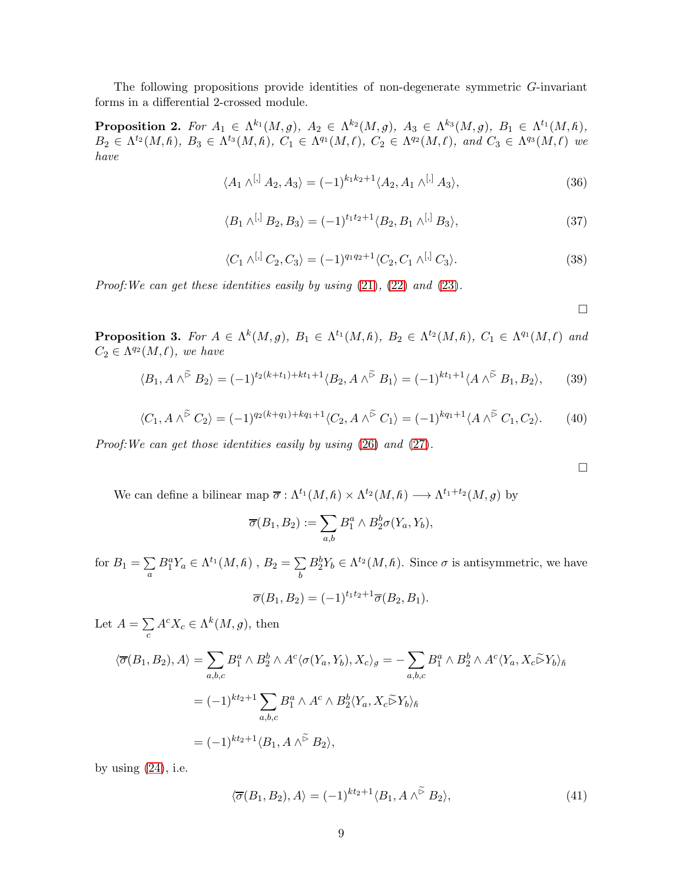The following propositions provide identities of non-degenerate symmetric $G$-invariant forms in a differential 2-crossed module.

**Proposition 2.** *For $A_1 \in \Lambda^{k_1}(M,\mathfrak{g})$, $A_2 \in \Lambda^{k_2}(M,\mathfrak{g})$, $A_3 \in \Lambda^{k_3}(M,\mathfrak{g})$, $B_1 \in \Lambda^{t_1}(M,\mathfrak{h})$, $B_2 \in \Lambda^{t_2}(M,\mathfrak{h})$, $B_3 \in \Lambda^{t_3}(M,\mathfrak{h})$, $C_1 \in \Lambda^{q_1}(M,\ell)$, $C_2 \in \Lambda^{q_2}(M,\ell)$, and $C_3 \in \Lambda^{q_3}(M,\ell)$ we have*

$$\langle A_1 \wedge^{[,]} A_2, A_3\rangle = (-1)^{k_1k_2+1}\langle A_2, A_1 \wedge^{[,]} A_3\rangle, \tag{36}$$

$$\langle B_1 \wedge^{[,]} B_2, B_3\rangle = (-1)^{t_1t_2+1}\langle B_2, B_1 \wedge^{[,]} B_3\rangle, \tag{37}$$

$$\langle C_1 \wedge^{[,]} C_2, C_3\rangle = (-1)^{q_1q_2+1}\langle C_2, C_1 \wedge^{[,]} C_3\rangle. \tag{38}$$

*Proof:We can get these identities easily by using (21), (22) and (23).*

$\square$

**Proposition 3.** *For $A \in \Lambda^{k}(M,\mathfrak{g})$, $B_1 \in \Lambda^{t_1}(M,\mathfrak{h})$, $B_2 \in \Lambda^{t_2}(M,\mathfrak{h})$, $C_1 \in \Lambda^{q_1}(M,\ell)$ and $C_2 \in \Lambda^{q_2}(M,\ell)$, we have*

$$\langle B_1, A \wedge^{\widetilde{\triangleright}} B_2\rangle = (-1)^{t_2(k+t_1)+kt_1+1}\langle B_2, A \wedge^{\widetilde{\triangleright}} B_1\rangle = (-1)^{kt_1+1}\langle A \wedge^{\widetilde{\triangleright}} B_1, B_2\rangle, \tag{39}$$

$$\langle C_1, A \wedge^{\widetilde{\triangleright}} C_2\rangle = (-1)^{q_2(k+q_1)+kq_1+1}\langle C_2, A \wedge^{\widetilde{\triangleright}} C_1\rangle = (-1)^{kq_1+1}\langle A \wedge^{\widetilde{\triangleright}} C_1, C_2\rangle. \tag{40}$$

*Proof:We can get those identities easily by using (26) and (27).*

$\square$

We can define a bilinear map $\overline{\sigma} : \Lambda^{t_1}(M,\mathfrak{h}) \times \Lambda^{t_2}(M,\mathfrak{h}) \longrightarrow \Lambda^{t_1+t_2}(M,\mathfrak{g})$ by

$$\overline{\sigma}(B_1, B_2) := \sum_{a,b} B_1^a \wedge B_2^b \sigma(Y_a, Y_b),$$

for $B_1 = \sum_a B_1^a Y_a \in \Lambda^{t_1}(M,\mathfrak{h})$ , $B_2 = \sum_b B_2^b Y_b \in \Lambda^{t_2}(M,\mathfrak{h})$. Since $\sigma$ is antisymmetric, we have

$$\overline{\sigma}(B_1, B_2) = (-1)^{t_1t_2+1}\overline{\sigma}(B_2, B_1).$$

Let $A = \sum_c A^c X_c \in \Lambda^{k}(M,\mathfrak{g})$, then

$$\begin{aligned}
\langle \overline{\sigma}(B_1, B_2), A\rangle &= \sum_{a,b,c} B_1^a \wedge B_2^b \wedge A^c \langle \sigma(Y_a, Y_b), X_c\rangle_{\mathfrak{g}} = -\sum_{a,b,c} B_1^a \wedge B_2^b \wedge A^c \langle Y_a, X_c \widetilde{\triangleright} Y_b\rangle_{\mathfrak{h}} \\
&= (-1)^{kt_2+1} \sum_{a,b,c} B_1^a \wedge A^c \wedge B_2^b \langle Y_a, X_c \widetilde{\triangleright} Y_b\rangle_{\mathfrak{h}} \\
&= (-1)^{kt_2+1}\langle B_1, A \wedge^{\widetilde{\triangleright}} B_2\rangle,
\end{aligned}$$

by using (24), i.e.

$$\langle \overline{\sigma}(B_1, B_2), A\rangle = (-1)^{kt_2+1}\langle B_1, A \wedge^{\widetilde{\triangleright}} B_2\rangle, \tag{41}$$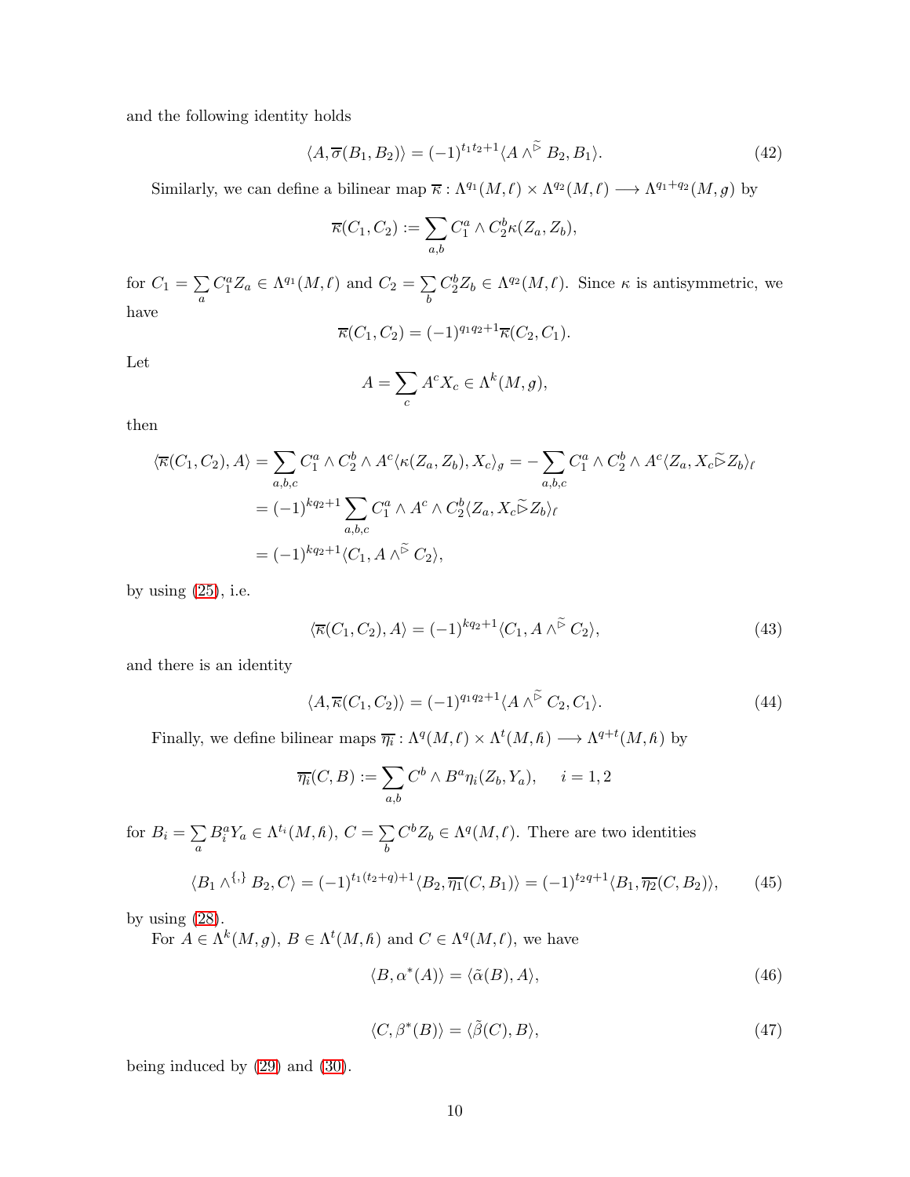and the following identity holds

$$\langle A, \overline{\sigma}(B_1, B_2)\rangle = (-1)^{t_1 t_2+1}\langle A \wedge^{\widetilde{\triangleright}} B_2, B_1\rangle. \tag{42}$$

Similarly, we can define a bilinear map $\overline{\kappa} : \Lambda^{q_1}(M, \ell) \times \Lambda^{q_2}(M, \ell) \longrightarrow \Lambda^{q_1+q_2}(M, g)$ by

$$\overline{\kappa}(C_1, C_2) := \sum_{a,b} C_1^a \wedge C_2^b \kappa(Z_a, Z_b),$$

for $C_1 = \sum_a C_1^a Z_a \in \Lambda^{q_1}(M, \ell)$ and $C_2 = \sum_b C_2^b Z_b \in \Lambda^{q_2}(M, \ell)$. Since $\kappa$ is antisymmetric, we have

$$\overline{\kappa}(C_1, C_2) = (-1)^{q_1 q_2+1}\overline{\kappa}(C_2, C_1).$$

Let

$$A = \sum_c A^c X_c \in \Lambda^k(M, g),$$

then

$$\begin{aligned}
\langle\overline{\kappa}(C_1, C_2), A\rangle &= \sum_{a,b,c} C_1^a \wedge C_2^b \wedge A^c \langle\kappa(Z_a, Z_b), X_c\rangle_g = -\sum_{a,b,c} C_1^a \wedge C_2^b \wedge A^c \langle Z_a, X_c \widetilde{\triangleright} Z_b\rangle_\ell \\
&= (-1)^{kq_2+1}\sum_{a,b,c} C_1^a \wedge A^c \wedge C_2^b \langle Z_a, X_c \widetilde{\triangleright} Z_b\rangle_\ell \\
&= (-1)^{kq_2+1}\langle C_1, A \wedge^{\widetilde{\triangleright}} C_2\rangle,
\end{aligned}$$

by using (25), i.e.

$$\langle\overline{\kappa}(C_1, C_2), A\rangle = (-1)^{kq_2+1}\langle C_1, A \wedge^{\widetilde{\triangleright}} C_2\rangle, \tag{43}$$

and there is an identity

$$\langle A, \overline{\kappa}(C_1, C_2)\rangle = (-1)^{q_1 q_2+1}\langle A \wedge^{\widetilde{\triangleright}} C_2, C_1\rangle. \tag{44}$$

Finally, we define bilinear maps $\overline{\eta_i} : \Lambda^q(M, \ell) \times \Lambda^t(M, \hbar) \longrightarrow \Lambda^{q+t}(M, \hbar)$ by

$$\overline{\eta_i}(C, B) := \sum_{a,b} C^b \wedge B^a \eta_i(Z_b, Y_a), \quad i = 1, 2$$

for $B_i = \sum_a B_i^a Y_a \in \Lambda^{t_i}(M, \hbar)$, $C = \sum_b C^b Z_b \in \Lambda^q(M, \ell)$. There are two identities

$$\langle B_1 \wedge^{\{,\}} B_2, C\rangle = (-1)^{t_1(t_2+q)+1}\langle B_2, \overline{\eta_1}(C, B_1)\rangle = (-1)^{t_2 q+1}\langle B_1, \overline{\eta_2}(C, B_2)\rangle, \tag{45}$$

by using (28).

For $A \in \Lambda^k(M, g)$, $B \in \Lambda^t(M, \hbar)$ and $C \in \Lambda^q(M, \ell)$, we have

$$\langle B, \alpha^*(A)\rangle = \langle\tilde{\alpha}(B), A\rangle, \tag{46}$$

$$\langle C, \beta^*(B)\rangle = \langle\tilde{\beta}(C), B\rangle, \tag{47}$$

being induced by (29) and (30).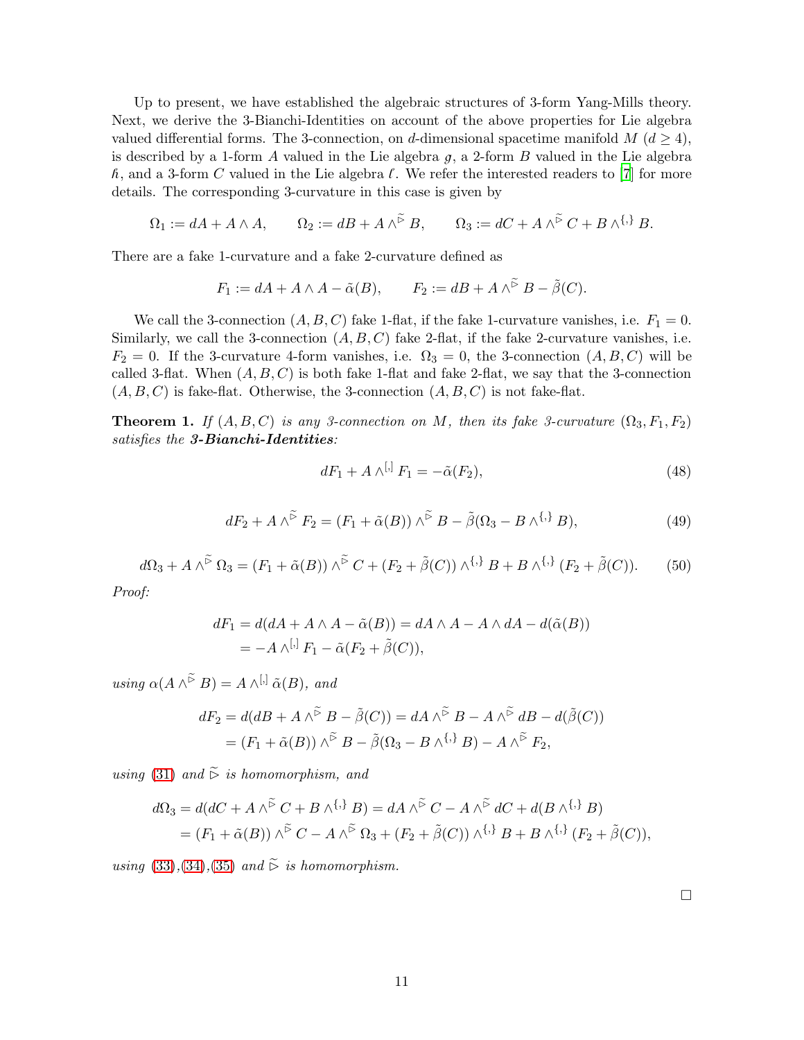Up to present, we have established the algebraic structures of 3-form Yang-Mills theory. Next, we derive the 3-Bianchi-Identities on account of the above properties for Lie algebra valued differential forms. The 3-connection, on $d$-dimensional spacetime manifold $M$ ($d \geq 4$), is described by a 1-form $A$ valued in the Lie algebra $\mathfrak{g}$, a 2-form $B$ valued in the Lie algebra $\mathfrak{h}$, and a 3-form $C$ valued in the Lie algebra $\mathfrak{l}$. We refer the interested readers to [7] for more details. The corresponding 3-curvature in this case is given by

$$\Omega_1 := dA + A \wedge A, \qquad \Omega_2 := dB + A \wedge^{\widetilde{\rhd}} B, \qquad \Omega_3 := dC + A \wedge^{\widetilde{\rhd}} C + B \wedge^{\{,\}} B.$$

There are a fake 1-curvature and a fake 2-curvature defined as

$$F_1 := dA + A \wedge A - \tilde{\alpha}(B), \qquad F_2 := dB + A \wedge^{\widetilde{\rhd}} B - \tilde{\beta}(C).$$

We call the 3-connection $(A, B, C)$ fake 1-flat, if the fake 1-curvature vanishes, i.e. $F_1 = 0$. Similarly, we call the 3-connection $(A, B, C)$ fake 2-flat, if the fake 2-curvature vanishes, i.e. $F_2 = 0$. If the 3-curvature 4-form vanishes, i.e. $\Omega_3 = 0$, the 3-connection $(A, B, C)$ will be called 3-flat. When $(A, B, C)$ is both fake 1-flat and fake 2-flat, we say that the 3-connection $(A, B, C)$ is fake-flat. Otherwise, the 3-connection $(A, B, C)$ is not fake-flat.

**Theorem 1.** *If $(A, B, C)$ is any 3-connection on $M$, then its fake 3-curvature $(\Omega_3, F_1, F_2)$ satisfies the* ***3-Bianchi-Identities****:*

$$dF_1 + A \wedge^{[,]} F_1 = -\tilde{\alpha}(F_2), \tag{48}$$

$$dF_2 + A \wedge^{\widetilde{\rhd}} F_2 = (F_1 + \tilde{\alpha}(B)) \wedge^{\widetilde{\rhd}} B - \tilde{\beta}(\Omega_3 - B \wedge^{\{,\}} B), \tag{49}$$

$$d\Omega_3 + A \wedge^{\widetilde{\rhd}} \Omega_3 = (F_1 + \tilde{\alpha}(B)) \wedge^{\widetilde{\rhd}} C + (F_2 + \tilde{\beta}(C)) \wedge^{\{,\}} B + B \wedge^{\{,\}} (F_2 + \tilde{\beta}(C)). \tag{50}$$

*Proof:*

$$\begin{aligned} dF_1 &= d(dA + A \wedge A - \tilde{\alpha}(B)) = dA \wedge A - A \wedge dA - d(\tilde{\alpha}(B)) \\ &= -A \wedge^{[,]} F_1 - \tilde{\alpha}(F_2 + \tilde{\beta}(C)), \end{aligned}$$

*using $\alpha(A \wedge^{\widetilde{\rhd}} B) = A \wedge^{[,]} \tilde{\alpha}(B)$, and*

$$\begin{aligned} dF_2 &= d(dB + A \wedge^{\widetilde{\rhd}} B - \tilde{\beta}(C)) = dA \wedge^{\widetilde{\rhd}} B - A \wedge^{\widetilde{\rhd}} dB - d(\tilde{\beta}(C)) \\ &= (F_1 + \tilde{\alpha}(B)) \wedge^{\widetilde{\rhd}} B - \tilde{\beta}(\Omega_3 - B \wedge^{\{,\}} B) - A \wedge^{\widetilde{\rhd}} F_2, \end{aligned}$$

*using (31) and $\widetilde{\rhd}$ is homomorphism, and*

$$\begin{aligned} d\Omega_3 &= d(dC + A \wedge^{\widetilde{\rhd}} C + B \wedge^{\{,\}} B) = dA \wedge^{\widetilde{\rhd}} C - A \wedge^{\widetilde{\rhd}} dC + d(B \wedge^{\{,\}} B) \\ &= (F_1 + \tilde{\alpha}(B)) \wedge^{\widetilde{\rhd}} C - A \wedge^{\widetilde{\rhd}} \Omega_3 + (F_2 + \tilde{\beta}(C)) \wedge^{\{,\}} B + B \wedge^{\{,\}} (F_2 + \tilde{\beta}(C)), \end{aligned}$$

*using (33),(34),(35) and $\widetilde{\rhd}$ is homomorphism.*

□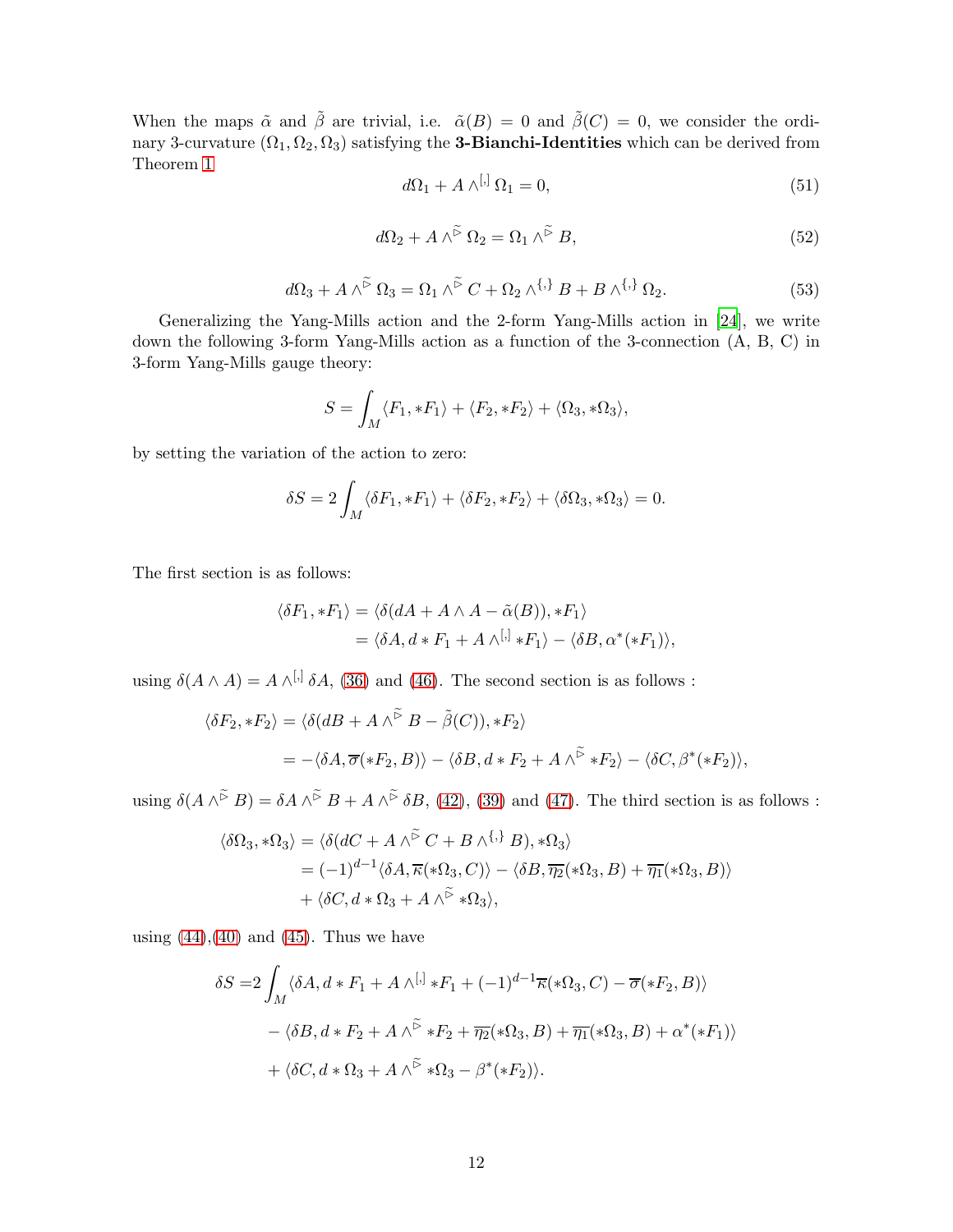When the maps $\tilde{\alpha}$ and $\tilde{\beta}$ are trivial, i.e. $\tilde{\alpha}(B) = 0$ and $\tilde{\beta}(C) = 0$, we consider the ordinary 3-curvature $(\Omega_1, \Omega_2, \Omega_3)$ satisfying the **3-Bianchi-Identities** which can be derived from Theorem 1

$$d\Omega_1 + A \wedge^{[,]} \Omega_1 = 0, \tag{51}$$

$$d\Omega_2 + A \wedge^{\widetilde{\triangleright}} \Omega_2 = \Omega_1 \wedge^{\widetilde{\triangleright}} B, \tag{52}$$

$$d\Omega_3 + A \wedge^{\widetilde{\triangleright}} \Omega_3 = \Omega_1 \wedge^{\widetilde{\triangleright}} C + \Omega_2 \wedge^{\{,\}} B + B \wedge^{\{,\}} \Omega_2. \tag{53}$$

Generalizing the Yang-Mills action and the 2-form Yang-Mills action in [24], we write down the following 3-form Yang-Mills action as a function of the 3-connection (A, B, C) in 3-form Yang-Mills gauge theory:

$$S = \int_M \langle F_1, *F_1 \rangle + \langle F_2, *F_2 \rangle + \langle \Omega_3, *\Omega_3 \rangle,$$

by setting the variation of the action to zero:

$$\delta S = 2 \int_M \langle \delta F_1, *F_1 \rangle + \langle \delta F_2, *F_2 \rangle + \langle \delta \Omega_3, *\Omega_3 \rangle = 0.$$

The first section is as follows:

$$\begin{aligned}
\langle \delta F_1, *F_1 \rangle &= \langle \delta(dA + A \wedge A - \tilde{\alpha}(B)), *F_1 \rangle \\
&= \langle \delta A, d * F_1 + A \wedge^{[,]} *F_1 \rangle - \langle \delta B, \alpha^*(*F_1) \rangle,
\end{aligned}$$

using $\delta(A \wedge A) = A \wedge^{[,]} \delta A$, (36) and (46). The second section is as follows :

$$\begin{aligned}
\langle \delta F_2, *F_2 \rangle &= \langle \delta(dB + A \wedge^{\widetilde{\triangleright}} B - \tilde{\beta}(C)), *F_2 \rangle \\
&= -\langle \delta A, \overline{\sigma}(*F_2, B) \rangle - \langle \delta B, d * F_2 + A \wedge^{\widetilde{\triangleright}} *F_2 \rangle - \langle \delta C, \beta^*(*F_2) \rangle,
\end{aligned}$$

using $\delta(A \wedge^{\widetilde{\triangleright}} B) = \delta A \wedge^{\widetilde{\triangleright}} B + A \wedge^{\widetilde{\triangleright}} \delta B$, (42), (39) and (47). The third section is as follows :

$$\begin{aligned}
\langle \delta \Omega_3, *\Omega_3 \rangle &= \langle \delta(dC + A \wedge^{\widetilde{\triangleright}} C + B \wedge^{\{,\}} B), *\Omega_3 \rangle \\
&= (-1)^{d-1} \langle \delta A, \overline{\kappa}(*\Omega_3, C) \rangle - \langle \delta B, \overline{\eta_2}(*\Omega_3, B) + \overline{\eta_1}(*\Omega_3, B) \rangle \\
&\quad + \langle \delta C, d * \Omega_3 + A \wedge^{\widetilde{\triangleright}} *\Omega_3 \rangle,
\end{aligned}$$

using (44),(40) and (45). Thus we have

$$\begin{aligned}
\delta S = &2 \int_M \langle \delta A, d * F_1 + A \wedge^{[,]} *F_1 + (-1)^{d-1} \overline{\kappa}(*\Omega_3, C) - \overline{\sigma}(*F_2, B) \rangle \\
&- \langle \delta B, d * F_2 + A \wedge^{\widetilde{\triangleright}} *F_2 + \overline{\eta_2}(*\Omega_3, B) + \overline{\eta_1}(*\Omega_3, B) + \alpha^*(*F_1) \rangle \\
&+ \langle \delta C, d * \Omega_3 + A \wedge^{\widetilde{\triangleright}} *\Omega_3 - \beta^*(*F_2) \rangle.
\end{aligned}$$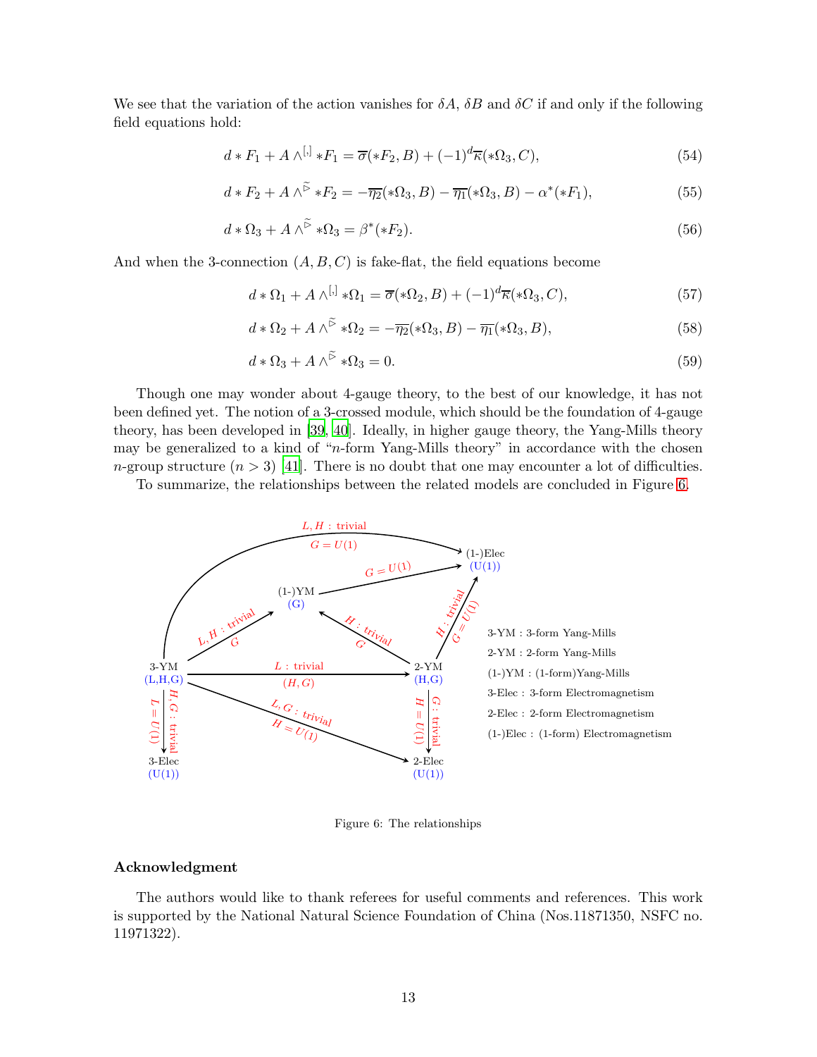We see that the variation of the action vanishes for $\delta A$, $\delta B$ and $\delta C$ if and only if the following field equations hold:

$$d * F_1 + A \wedge^{[,]} *F_1 = \overline{\sigma}(*F_2, B) + (-1)^d \overline{\kappa}(*\Omega_3, C), \tag{54}$$

$$d * F_2 + A \wedge^{\widetilde{\rhd}} *F_2 = -\overline{\eta_2}(*\Omega_3, B) - \overline{\eta_1}(*\Omega_3, B) - \alpha^*(*F_1), \tag{55}$$

$$d * \Omega_3 + A \wedge^{\widetilde{\rhd}} *\Omega_3 = \beta^*(*F_2). \tag{56}$$

And when the 3-connection $(A, B, C)$ is fake-flat, the field equations become

$$d * \Omega_1 + A \wedge^{[,]} *\Omega_1 = \overline{\sigma}(*\Omega_2, B) + (-1)^d \overline{\kappa}(*\Omega_3, C), \tag{57}$$

$$d * \Omega_2 + A \wedge^{\widetilde{\rhd}} *\Omega_2 = -\overline{\eta_2}(*\Omega_3, B) - \overline{\eta_1}(*\Omega_3, B), \tag{58}$$

$$d * \Omega_3 + A \wedge^{\widetilde{\rhd}} *\Omega_3 = 0. \tag{59}$$

Though one may wonder about 4-gauge theory, to the best of our knowledge, it has not been defined yet. The notion of a 3-crossed module, which should be the foundation of 4-gauge theory, has been developed in [39, 40]. Ideally, in higher gauge theory, the Yang-Mills theory may be generalized to a kind of "$n$-form Yang-Mills theory" in accordance with the chosen $n$-group structure ($n > 3$) [41]. There is no doubt that one may encounter a lot of difficulties.

To summarize, the relationships between the related models are concluded in Figure 6.

Figure 6: The relationships

## Acknowledgment

The authors would like to thank referees for useful comments and references. This work is supported by the National Natural Science Foundation of China (Nos.11871350, NSFC no. 11971322).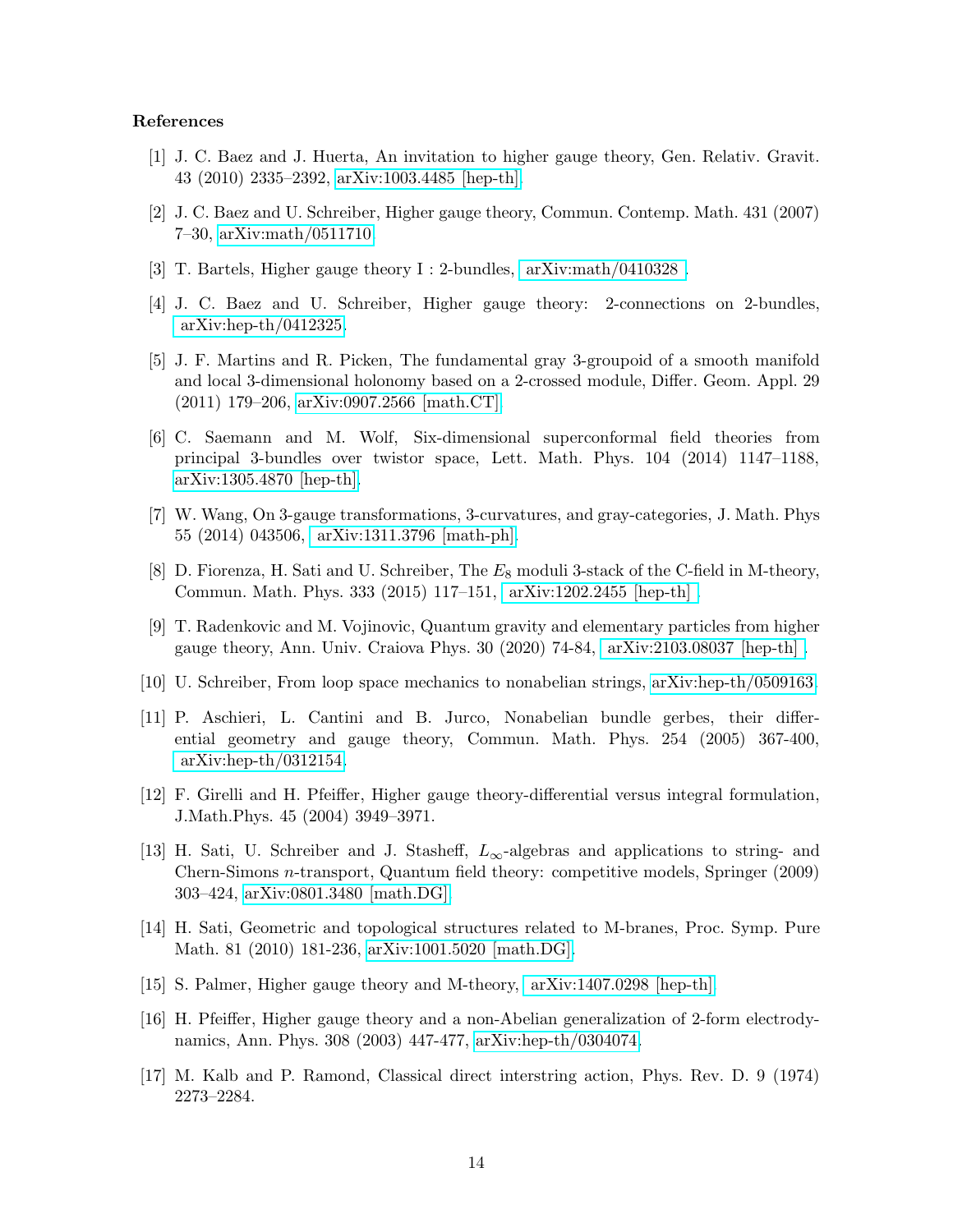## References

[1] J. C. Baez and J. Huerta, An invitation to higher gauge theory, Gen. Relativ. Gravit. 43 (2010) 2335–2392, arXiv:1003.4485 [hep-th].

[2] J. C. Baez and U. Schreiber, Higher gauge theory, Commun. Contemp. Math. 431 (2007) 7–30, arXiv:math/0511710.

[3] T. Bartels, Higher gauge theory I : 2-bundles, arXiv:math/0410328 .

[4] J. C. Baez and U. Schreiber, Higher gauge theory: 2-connections on 2-bundles, arXiv:hep-th/0412325.

[5] J. F. Martins and R. Picken, The fundamental gray 3-groupoid of a smooth manifold and local 3-dimensional holonomy based on a 2-crossed module, Differ. Geom. Appl. 29 (2011) 179–206, arXiv:0907.2566 [math.CT].

[6] C. Saemann and M. Wolf, Six-dimensional superconformal field theories from principal 3-bundles over twistor space, Lett. Math. Phys. 104 (2014) 1147–1188, arXiv:1305.4870 [hep-th].

[7] W. Wang, On 3-gauge transformations, 3-curvatures, and gray-categories, J. Math. Phys 55 (2014) 043506, arXiv:1311.3796 [math-ph].

[8] D. Fiorenza, H. Sati and U. Schreiber, The $E_8$ moduli 3-stack of the C-field in M-theory, Commun. Math. Phys. 333 (2015) 117–151, arXiv:1202.2455 [hep-th] .

[9] T. Radenkovic and M. Vojinovic, Quantum gravity and elementary particles from higher gauge theory, Ann. Univ. Craiova Phys. 30 (2020) 74-84, arXiv:2103.08037 [hep-th] .

[10] U. Schreiber, From loop space mechanics to nonabelian strings, arXiv:hep-th/0509163.

[11] P. Aschieri, L. Cantini and B. Jurco, Nonabelian bundle gerbes, their differential geometry and gauge theory, Commun. Math. Phys. 254 (2005) 367-400, arXiv:hep-th/0312154.

[12] F. Girelli and H. Pfeiffer, Higher gauge theory-differential versus integral formulation, J.Math.Phys. 45 (2004) 3949–3971.

[13] H. Sati, U. Schreiber and J. Stasheff, $L_\infty$-algebras and applications to string- and Chern-Simons $n$-transport, Quantum field theory: competitive models, Springer (2009) 303–424, arXiv:0801.3480 [math.DG].

[14] H. Sati, Geometric and topological structures related to M-branes, Proc. Symp. Pure Math. 81 (2010) 181-236, arXiv:1001.5020 [math.DG].

[15] S. Palmer, Higher gauge theory and M-theory, arXiv:1407.0298 [hep-th].

[16] H. Pfeiffer, Higher gauge theory and a non-Abelian generalization of 2-form electrodynamics, Ann. Phys. 308 (2003) 447-477, arXiv:hep-th/0304074.

[17] M. Kalb and P. Ramond, Classical direct interstring action, Phys. Rev. D. 9 (1974) 2273–2284.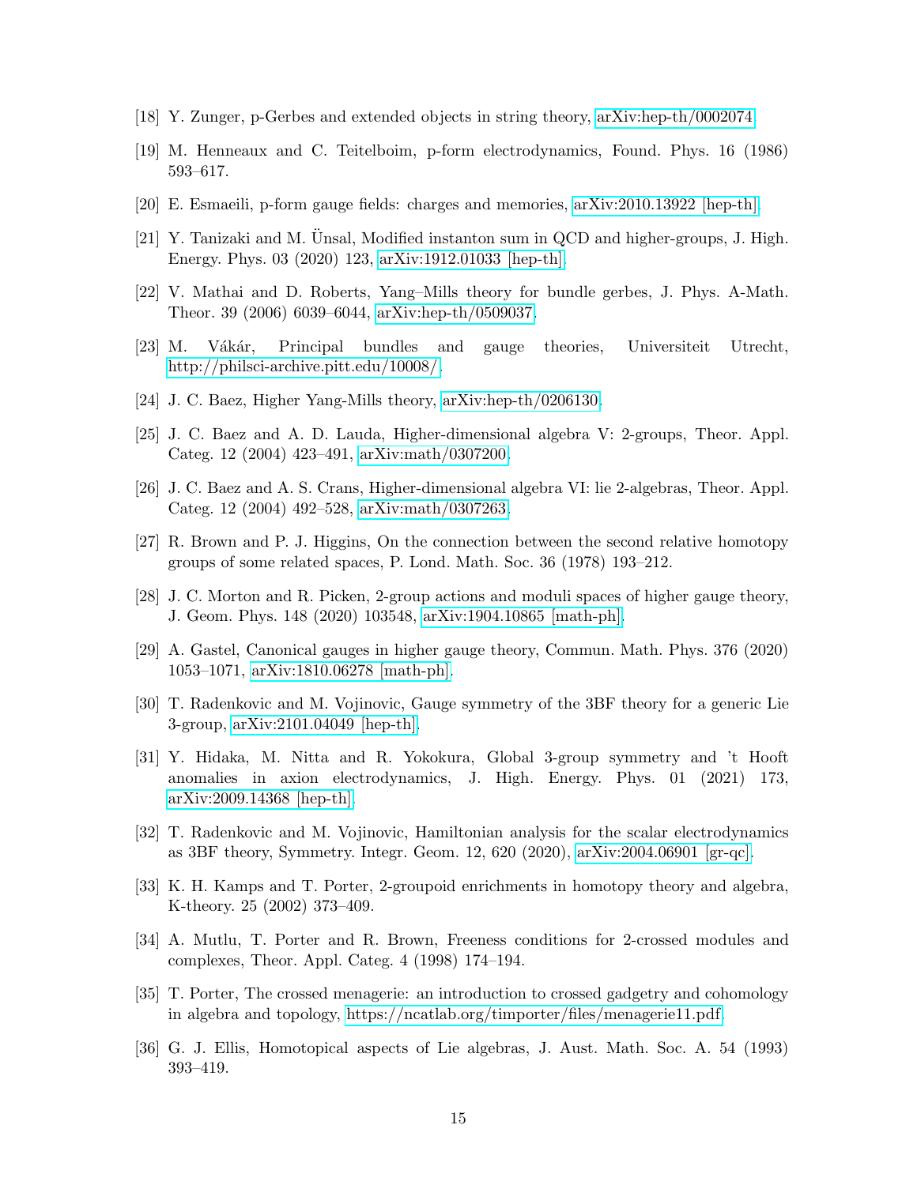[18] Y. Zunger, p-Gerbes and extended objects in string theory, arXiv:hep-th/0002074.

[19] M. Henneaux and C. Teitelboim, p-form electrodynamics, Found. Phys. 16 (1986) 593–617.

[20] E. Esmaeili, p-form gauge fields: charges and memories, arXiv:2010.13922 [hep-th].

[21] Y. Tanizaki and M. Ünsal, Modified instanton sum in QCD and higher-groups, J. High. Energy. Phys. 03 (2020) 123, arXiv:1912.01033 [hep-th].

[22] V. Mathai and D. Roberts, Yang–Mills theory for bundle gerbes, J. Phys. A-Math. Theor. 39 (2006) 6039–6044, arXiv:hep-th/0509037.

[23] M. Vákár, Principal bundles and gauge theories, Universiteit Utrecht, http://philsci-archive.pitt.edu/10008/.

[24] J. C. Baez, Higher Yang-Mills theory, arXiv:hep-th/0206130.

[25] J. C. Baez and A. D. Lauda, Higher-dimensional algebra V: 2-groups, Theor. Appl. Categ. 12 (2004) 423–491, arXiv:math/0307200.

[26] J. C. Baez and A. S. Crans, Higher-dimensional algebra VI: lie 2-algebras, Theor. Appl. Categ. 12 (2004) 492–528, arXiv:math/0307263.

[27] R. Brown and P. J. Higgins, On the connection between the second relative homotopy groups of some related spaces, P. Lond. Math. Soc. 36 (1978) 193–212.

[28] J. C. Morton and R. Picken, 2-group actions and moduli spaces of higher gauge theory, J. Geom. Phys. 148 (2020) 103548, arXiv:1904.10865 [math-ph].

[29] A. Gastel, Canonical gauges in higher gauge theory, Commun. Math. Phys. 376 (2020) 1053–1071, arXiv:1810.06278 [math-ph].

[30] T. Radenkovic and M. Vojinovic, Gauge symmetry of the 3BF theory for a generic Lie 3-group, arXiv:2101.04049 [hep-th].

[31] Y. Hidaka, M. Nitta and R. Yokokura, Global 3-group symmetry and 't Hooft anomalies in axion electrodynamics, J. High. Energy. Phys. 01 (2021) 173, arXiv:2009.14368 [hep-th].

[32] T. Radenkovic and M. Vojinovic, Hamiltonian analysis for the scalar electrodynamics as 3BF theory, Symmetry. Integr. Geom. 12, 620 (2020), arXiv:2004.06901 [gr-qc].

[33] K. H. Kamps and T. Porter, 2-groupoid enrichments in homotopy theory and algebra, K-theory. 25 (2002) 373–409.

[34] A. Mutlu, T. Porter and R. Brown, Freeness conditions for 2-crossed modules and complexes, Theor. Appl. Categ. 4 (1998) 174–194.

[35] T. Porter, The crossed menagerie: an introduction to crossed gadgetry and cohomology in algebra and topology, https://ncatlab.org/timporter/files/menagerie11.pdf.

[36] G. J. Ellis, Homotopical aspects of Lie algebras, J. Aust. Math. Soc. A. 54 (1993) 393–419.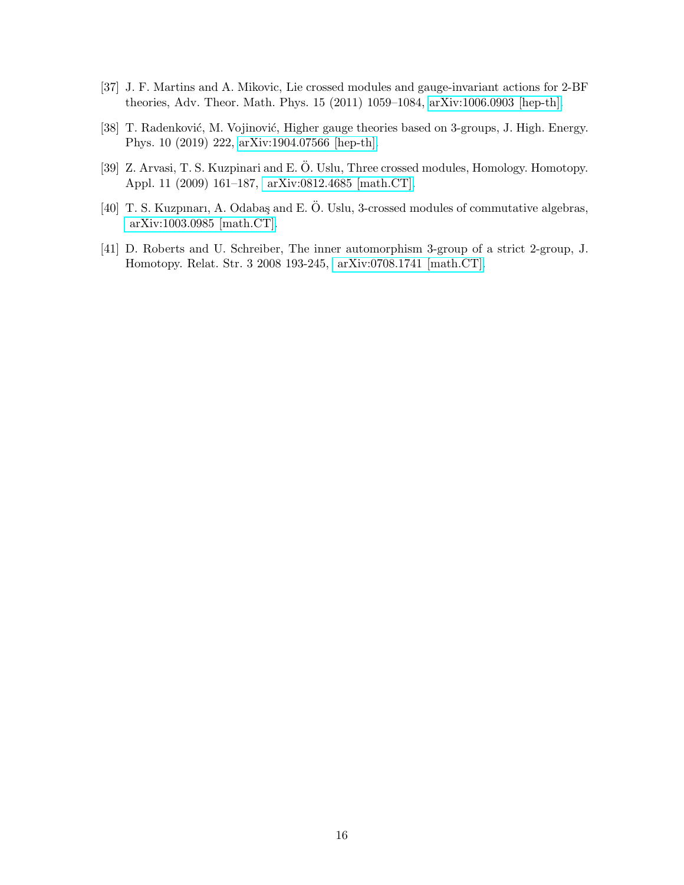[37] J. F. Martins and A. Mikovic, Lie crossed modules and gauge-invariant actions for 2-BF theories, Adv. Theor. Math. Phys. 15 (2011) 1059–1084, arXiv:1006.0903 [hep-th].

[38] T. Radenković, M. Vojinović, Higher gauge theories based on 3-groups, J. High. Energy. Phys. 10 (2019) 222, arXiv:1904.07566 [hep-th].

[39] Z. Arvasi, T. S. Kuzpinari and E. Ö. Uslu, Three crossed modules, Homology. Homotopy. Appl. 11 (2009) 161–187, arXiv:0812.4685 [math.CT].

[40] T. S. Kuzpınarı, A. Odabaş and E. Ö. Uslu, 3-crossed modules of commutative algebras, arXiv:1003.0985 [math.CT].

[41] D. Roberts and U. Schreiber, The inner automorphism 3-group of a strict 2-group, J. Homotopy. Relat. Str. 3 2008 193-245, arXiv:0708.1741 [math.CT].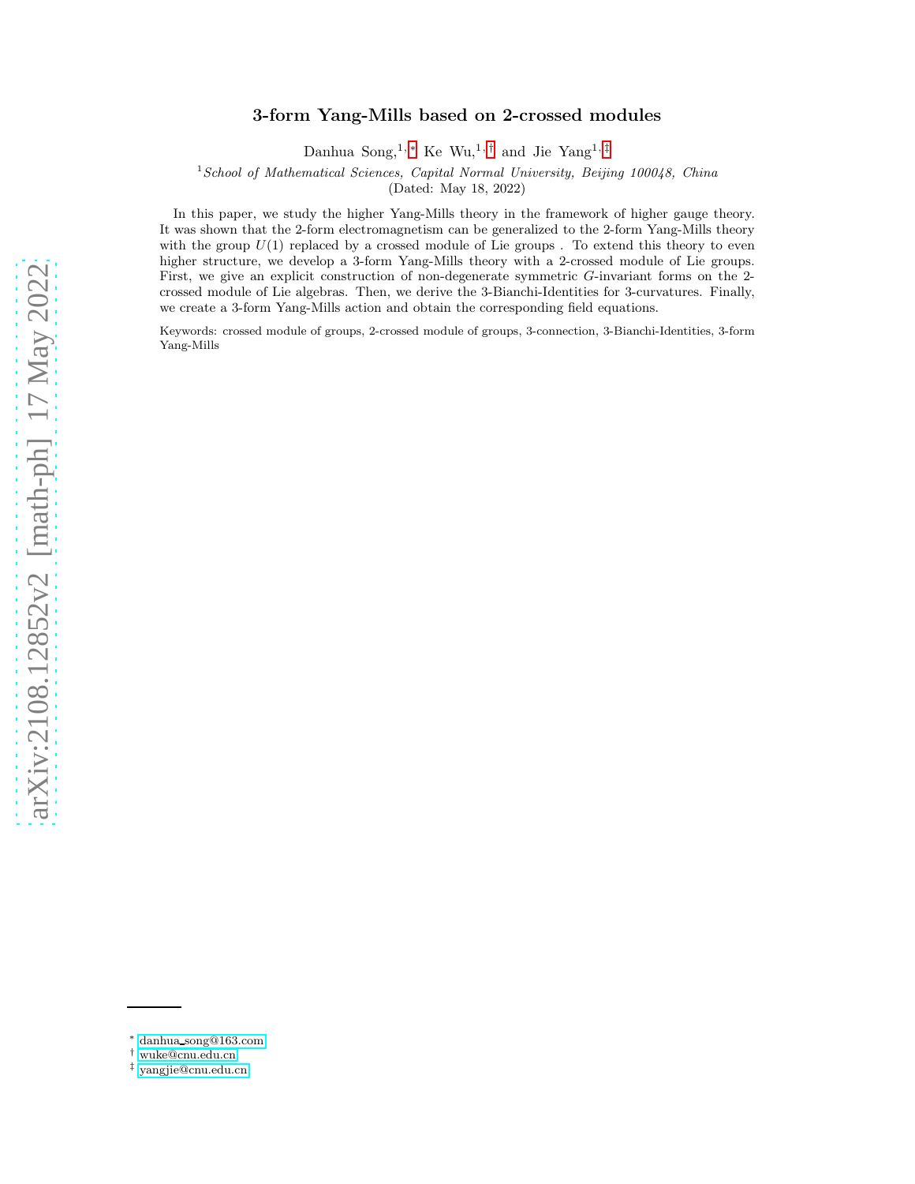# 3-form Yang-Mills based on 2-crossed modules

Danhua Song,[1,*] Ke Wu,[1,†] and Jie Yang[1,‡]

[1]*School of Mathematical Sciences, Capital Normal University, Beijing 100048, China*
(Dated: May 18, 2022)

In this paper, we study the higher Yang-Mills theory in the framework of higher gauge theory. It was shown that the 2-form electromagnetism can be generalized to the 2-form Yang-Mills theory with the group $U(1)$ replaced by a crossed module of Lie groups . To extend this theory to even higher structure, we develop a 3-form Yang-Mills theory with a 2-crossed module of Lie groups. First, we give an explicit construction of non-degenerate symmetric $G$-invariant forms on the 2-crossed module of Lie algebras. Then, we derive the 3-Bianchi-Identities for 3-curvatures. Finally, we create a 3-form Yang-Mills action and obtain the corresponding field equations.

Keywords: crossed module of groups, 2-crossed module of groups, 3-connection, 3-Bianchi-Identities, 3-form Yang-Mills

---

* danhua_song@163.com
† wuke@cnu.edu.cn
‡ yangjie@cnu.edu.cn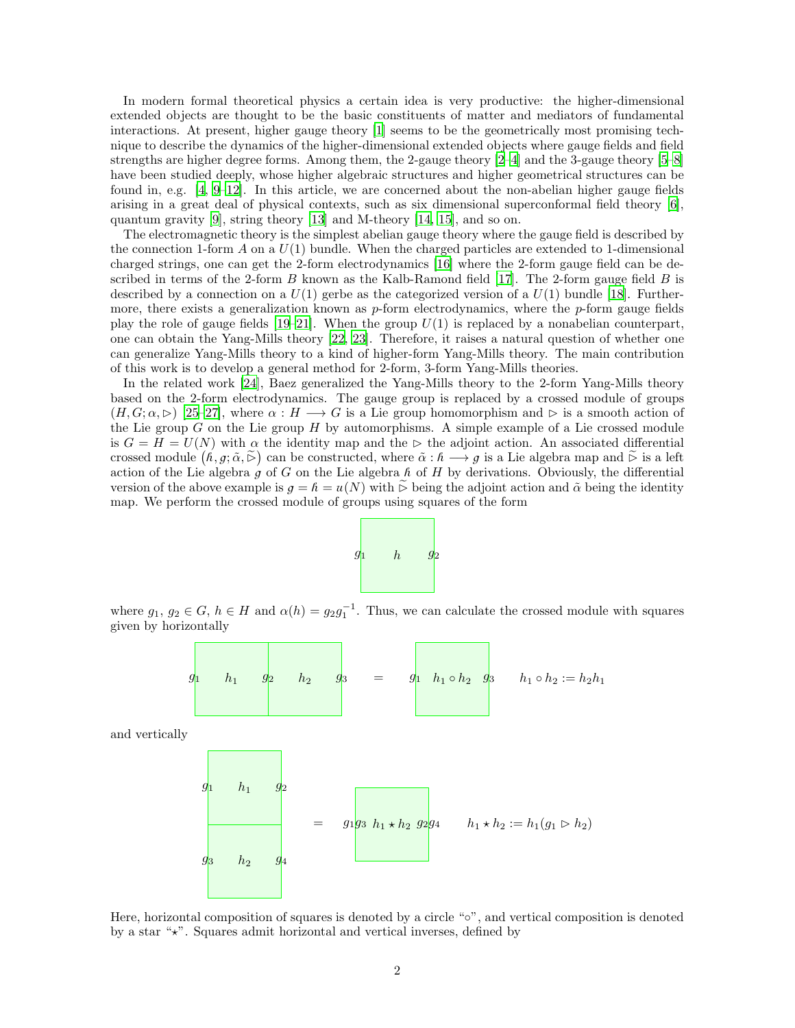In modern formal theoretical physics a certain idea is very productive: the higher-dimensional extended objects are thought to be the basic constituents of matter and mediators of fundamental interactions. At present, higher gauge theory [1] seems to be the geometrically most promising technique to describe the dynamics of the higher-dimensional extended objects where gauge fields and field strengths are higher degree forms. Among them, the 2-gauge theory [2–4] and the 3-gauge theory [5–8] have been studied deeply, whose higher algebraic structures and higher geometrical structures can be found in, e.g. [4, 9–12]. In this article, we are concerned about the non-abelian higher gauge fields arising in a great deal of physical contexts, such as six dimensional superconformal field theory [6], quantum gravity [9], string theory [13] and M-theory [14, 15], and so on.

The electromagnetic theory is the simplest abelian gauge theory where the gauge field is described by the connection 1-form $A$ on a $U(1)$ bundle. When the charged particles are extended to 1-dimensional charged strings, one can get the 2-form electrodynamics [16] where the 2-form gauge field can be described in terms of the 2-form $B$ known as the Kalb-Ramond field [17]. The 2-form gauge field $B$ is described by a connection on a $U(1)$ gerbe as the categorized version of a $U(1)$ bundle [18]. Furthermore, there exists a generalization known as $p$-form electrodynamics, where the $p$-form gauge fields play the role of gauge fields [19–21]. When the group $U(1)$ is replaced by a nonabelian counterpart, one can obtain the Yang-Mills theory [22, 23]. Therefore, it raises a natural question of whether one can generalize Yang-Mills theory to a kind of higher-form Yang-Mills theory. The main contribution of this work is to develop a general method for 2-form, 3-form Yang-Mills theories.

In the related work [24], Baez generalized the Yang-Mills theory to the 2-form Yang-Mills theory based on the 2-form electrodynamics. The gauge group is replaced by a crossed module of groups $(H, G; \alpha, \rhd)$ [25–27], where $\alpha : H \longrightarrow G$ is a Lie group homomorphism and $\rhd$ is a smooth action of the Lie group $G$ on the Lie group $H$ by automorphisms. A simple example of a Lie crossed module is $G = H = U(N)$ with $\alpha$ the identity map and the $\rhd$ the adjoint action. An associated differential crossed module $(\mathfrak{h}, \mathfrak{g}; \tilde{\alpha}, \widetilde{\rhd})$ can be constructed, where $\tilde{\alpha} : \mathfrak{h} \longrightarrow \mathfrak{g}$ is a Lie algebra map and $\widetilde{\rhd}$ is a left action of the Lie algebra $\mathfrak{g}$ of $G$ on the Lie algebra $\mathfrak{h}$ of $H$ by derivations. Obviously, the differential version of the above example is $\mathfrak{g} = \mathfrak{h} = \mathfrak{u}(N)$ with $\widetilde{\rhd}$ being the adjoint action and $\tilde{\alpha}$ being the identity map. We perform the crossed module of groups using squares of the form

$$g_1 \quad \boxed{\; h \;} \quad g_2$$

where $g_1,\, g_2 \in G$, $h \in H$ and $\alpha(h) = g_2 g_1^{-1}$. Thus, we can calculate the crossed module with squares given by horizontally

$$g_1 \;\boxed{\; h_1 \;}\; g_2 \;\boxed{\; h_2 \;}\; g_3 \quad = \quad g_1 \;\boxed{\; h_1 \circ h_2 \;}\; g_3 \qquad h_1 \circ h_2 := h_2 h_1$$

and vertically

$$\begin{array}{c} g_1 \;\boxed{\; h_1 \;}\; g_2 \\ g_3 \;\boxed{\; h_2 \;}\; g_4 \end{array} \quad = \quad g_1 g_3 \;\boxed{\; h_1 \star h_2 \;}\; g_2 g_4 \qquad h_1 \star h_2 := h_1 (g_1 \rhd h_2)$$

Here, horizontal composition of squares is denoted by a circle "$\circ$", and vertical composition is denoted by a star "$\star$". Squares admit horizontal and vertical inverses, defined by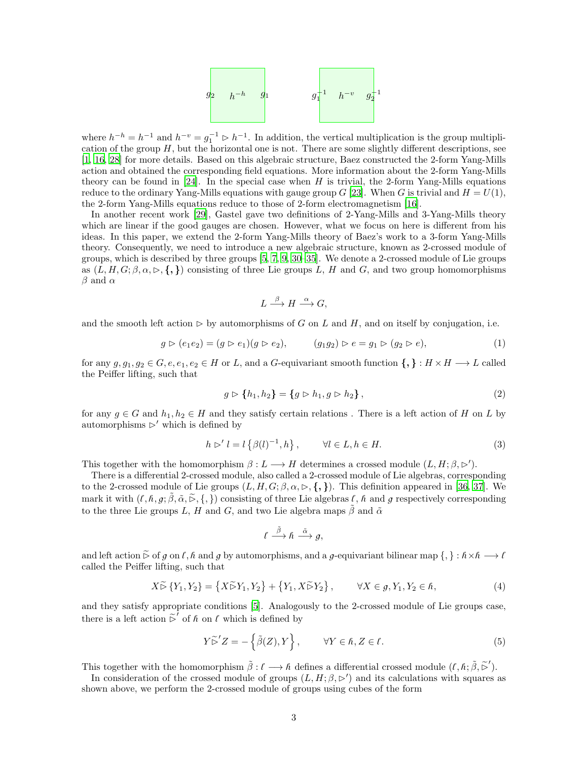$$g_2 \quad h^{-h} \quad g_1 \qquad\qquad g_1^{-1} \quad h^{-v} \quad g_2^{-1}$$

where $h^{-h} = h^{-1}$ and $h^{-v} = g_1^{-1} \rhd h^{-1}$. In addition, the vertical multiplication is the group multiplication of the group $H$, but the horizontal one is not. There are some slightly different descriptions, see [1, 16, 28] for more details. Based on this algebraic structure, Baez constructed the 2-form Yang-Mills action and obtained the corresponding field equations. More information about the 2-form Yang-Mills theory can be found in [24]. In the special case when $H$ is trivial, the 2-form Yang-Mills equations reduce to the ordinary Yang-Mills equations with gauge group $G$ [23]. When $G$ is trivial and $H = U(1)$, the 2-form Yang-Mills equations reduce to those of 2-form electromagnetism [16].

In another recent work [29], Gastel gave two definitions of 2-Yang-Mills and 3-Yang-Mills theory which are linear if the good gauges are chosen. However, what we focus on here is different from his ideas. In this paper, we extend the 2-form Yang-Mills theory of Baez's work to a 3-form Yang-Mills theory. Consequently, we need to introduce a new algebraic structure, known as 2-crossed module of groups, which is described by three groups [5, 7, 9, 30–35]. We denote a 2-crossed module of Lie groups as $(L, H, G; \beta, \alpha, \rhd, \{,\})$ consisting of three Lie groups $L$, $H$ and $G$, and two group homomorphisms $\beta$ and $\alpha$

$$L \xrightarrow{\beta} H \xrightarrow{\alpha} G,$$

and the smooth left action $\rhd$ by automorphisms of $G$ on $L$ and $H$, and on itself by conjugation, i.e.

$$g \rhd (e_1 e_2) = (g \rhd e_1)(g \rhd e_2), \qquad (g_1 g_2) \rhd e = g_1 \rhd (g_2 \rhd e), \tag{1}$$

for any $g, g_1, g_2 \in G, e, e_1, e_2 \in H$ or $L$, and a $G$-equivariant smooth function $\{,\} : H \times H \longrightarrow L$ called the Peiffer lifting, such that

$$g \rhd \{h_1, h_2\} = \{g \rhd h_1, g \rhd h_2\}, \tag{2}$$

for any $g \in G$ and $h_1, h_2 \in H$ and they satisfy certain relations . There is a left action of $H$ on $L$ by automorphisms $\rhd'$ which is defined by

$$h \rhd' l = l \left\{\beta(l)^{-1}, h\right\}, \qquad \forall l \in L, h \in H. \tag{3}$$

This together with the homomorphism $\beta : L \longrightarrow H$ determines a crossed module $(L, H; \beta, \rhd')$.

There is a differential 2-crossed module, also called a 2-crossed module of Lie algebras, corresponding to the 2-crossed module of Lie groups $(L, H, G; \beta, \alpha, \rhd, \{,\})$. This definition appeared in [36, 37]. We mark it with $(\ell, \hbar, g; \tilde{\beta}, \tilde{\alpha}, \widetilde{\rhd}, \{,\})$ consisting of three Lie algebras $\ell$, $\hbar$ and $g$ respectively corresponding to the three Lie groups $L$, $H$ and $G$, and two Lie algebra maps $\tilde{\beta}$ and $\tilde{\alpha}$

$$\ell \xrightarrow{\tilde{\beta}} \hbar \xrightarrow{\tilde{\alpha}} g,$$

and left action $\widetilde{\rhd}$ of $g$ on $\ell, \hbar$ and $g$ by automorphisms, and a $g$-equivariant bilinear map $\{,\} : \hbar \times \hbar \longrightarrow \ell$ called the Peiffer lifting, such that

$$X \widetilde{\rhd} \{Y_1, Y_2\} = \left\{X \widetilde{\rhd} Y_1, Y_2\right\} + \left\{Y_1, X \widetilde{\rhd} Y_2\right\}, \qquad \forall X \in g, Y_1, Y_2 \in \hbar, \tag{4}$$

and they satisfy appropriate conditions [5]. Analogously to the 2-crossed module of Lie groups case, there is a left action $\widetilde{\rhd}'$ of $\hbar$ on $\ell$ which is defined by

$$Y \widetilde{\rhd}' Z = -\left\{\tilde{\beta}(Z), Y\right\}, \qquad \forall Y \in \hbar, Z \in \ell. \tag{5}$$

This together with the homomorphism $\tilde{\beta} : \ell \longrightarrow \hbar$ defines a differential crossed module $(\ell, \hbar; \tilde{\beta}, \widetilde{\rhd}')$.

In consideration of the crossed module of groups $(L, H; \beta, \rhd')$ and its calculations with squares as shown above, we perform the 2-crossed module of groups using cubes of the form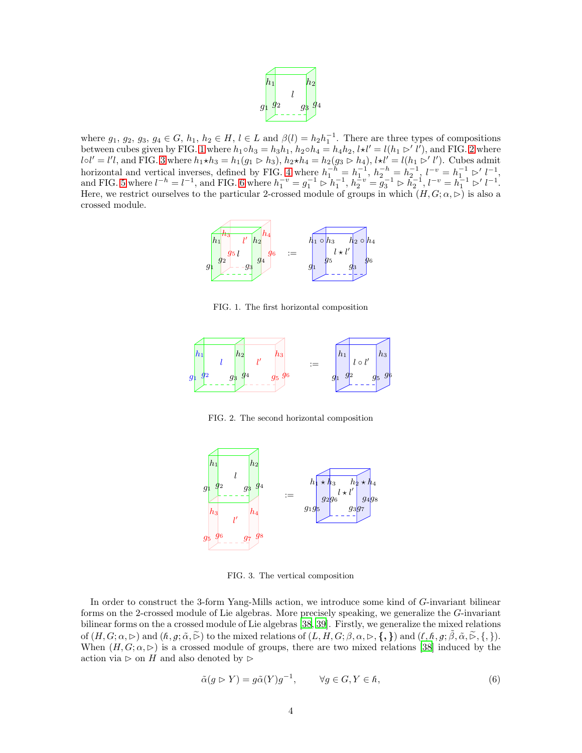where $g_1, g_2, g_3, g_4 \in G$, $h_1, h_2 \in H$, $l \in L$ and $\beta(l) = h_2 h_1^{-1}$. There are three types of compositions between cubes given by FIG. 1 where $h_1 \circ h_3 = h_3 h_1$, $h_2 \circ h_4 = h_4 h_2$, $l \star l' = l(h_1 \rhd' l')$, and FIG. 2 where $l \circ l' = l' l$, and FIG. 3 where $h_1 \star h_3 = h_1(g_1 \rhd h_3)$, $h_2 \star h_4 = h_2(g_3 \rhd h_4)$, $l \star l' = l(h_1 \rhd' l')$. Cubes admit horizontal and vertical inverses, defined by FIG. 4 where $h_1^{-h} = h_1^{-1}$, $h_2^{-h} = h_2^{-1}$, $l^{-v} = h_1^{-1} \rhd' l^{-1}$, and FIG. 5 where $l^{-h} = l^{-1}$, and FIG. 6 where $h_1^{-v} = g_1^{-1} \rhd h_1^{-1}$, $h_2^{-v} = g_3^{-1} \rhd h_2^{-1}$, $l^{-v} = h_1^{-1} \rhd' l^{-1}$. Here, we restrict ourselves to the particular 2-crossed module of groups in which $(H, G; \alpha, \rhd)$ is also a crossed module.

FIG. 1. The first horizontal composition

FIG. 2. The second horizontal composition

FIG. 3. The vertical composition

In order to construct the 3-form Yang-Mills action, we introduce some kind of $G$-invariant bilinear forms on the 2-crossed module of Lie algebras. More precisely speaking, we generalize the $G$-invariant bilinear forms on the a crossed module of Lie algebras [38, 39]. Firstly, we generalize the mixed relations of $(H, G; \alpha, \rhd)$ and $(\mathfrak{h}, \mathfrak{g}; \tilde{\alpha}, \widetilde{\rhd})$ to the mixed relations of $(L, H, G; \beta, \alpha, \rhd, \{,\})$ and $(\mathfrak{l}, \mathfrak{h}, \mathfrak{g}; \tilde{\beta}, \tilde{\alpha}, \widetilde{\rhd}, \{,\})$. When $(H, G; \alpha, \rhd)$ is a crossed module of groups, there are two mixed relations [38] induced by the action via $\rhd$ on $H$ and also denoted by $\rhd$

$$\tilde{\alpha}(g \rhd Y) = g\tilde{\alpha}(Y)g^{-1}, \qquad \forall g \in G, Y \in \mathfrak{h}, \tag{6}$$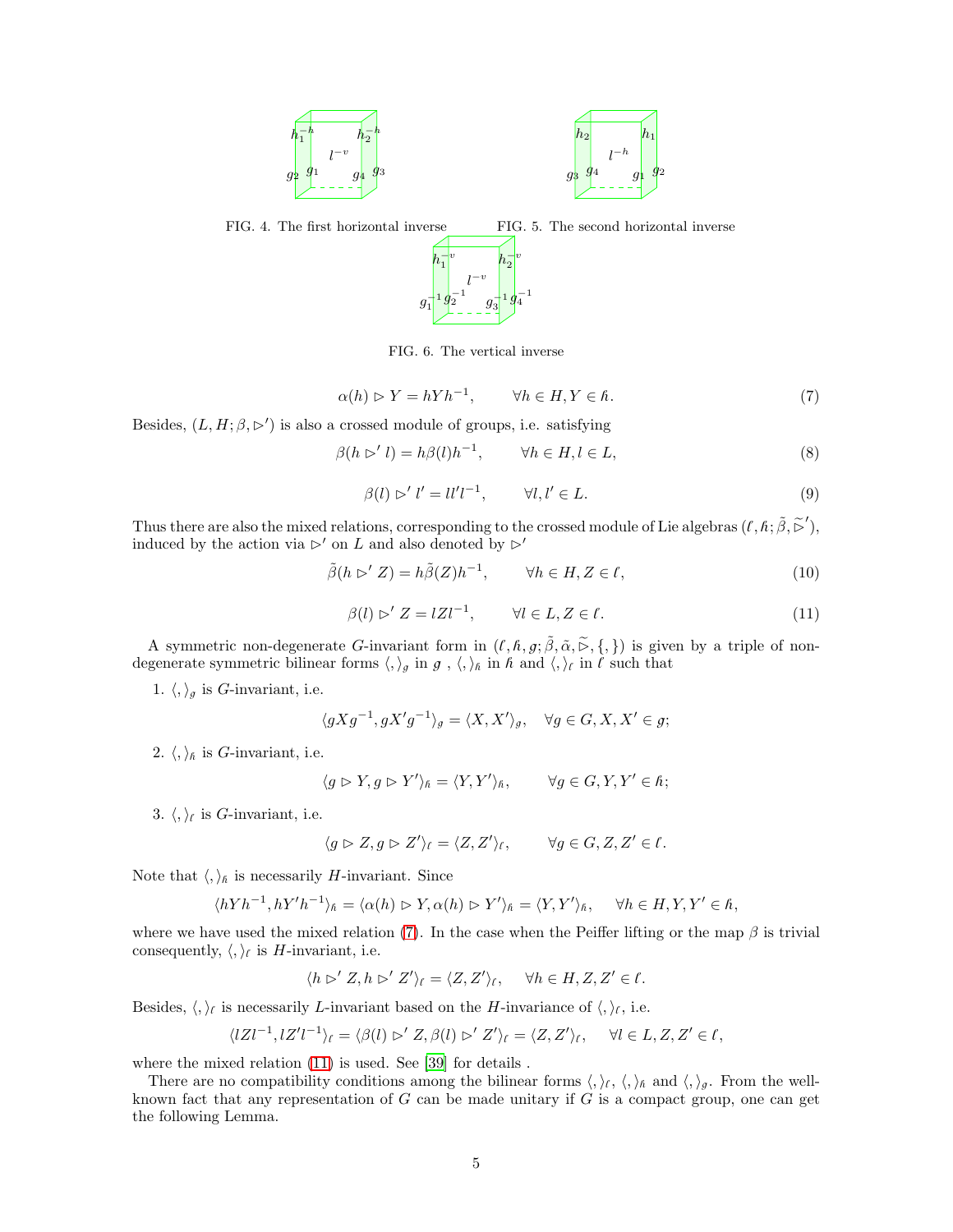FIG. 4. The first horizontal inverse

FIG. 5. The second horizontal inverse

FIG. 6. The vertical inverse

$$\alpha(h) \rhd Y = hYh^{-1}, \qquad \forall h \in H, Y \in \mathfrak{h}. \tag{7}$$

Besides, $(L, H; \beta, \rhd')$ is also a crossed module of groups, i.e. satisfying

$$\beta(h \rhd' l) = h\beta(l)h^{-1}, \qquad \forall h \in H, l \in L, \tag{8}$$

$$\beta(l) \rhd' l' = ll'l^{-1}, \qquad \forall l, l' \in L. \tag{9}$$

Thus there are also the mixed relations, corresponding to the crossed module of Lie algebras $(\ell, \mathfrak{h}; \tilde{\beta}, \widetilde{\rhd}')$, induced by the action via $\rhd'$ on $L$ and also denoted by $\rhd'$

$$\tilde{\beta}(h \rhd' Z) = h\tilde{\beta}(Z)h^{-1}, \qquad \forall h \in H, Z \in \ell, \tag{10}$$

$$\beta(l) \rhd' Z = lZl^{-1}, \qquad \forall l \in L, Z \in \ell. \tag{11}$$

A symmetric non-degenerate $G$-invariant form in $(\ell, \mathfrak{h}, \mathfrak{g}; \tilde{\beta}, \tilde{\alpha}, \widetilde{\rhd}, \{,\})$ is given by a triple of non-degenerate symmetric bilinear forms $\langle, \rangle_{\mathfrak{g}}$ in $\mathfrak{g}$ , $\langle, \rangle_{\mathfrak{h}}$ in $\mathfrak{h}$ and $\langle, \rangle_{\ell}$ in $\ell$ such that

1. $\langle, \rangle_{\mathfrak{g}}$ is $G$-invariant, i.e.
$$\langle gXg^{-1}, gX'g^{-1}\rangle_{\mathfrak{g}} = \langle X, X'\rangle_{\mathfrak{g}}, \quad \forall g \in G, X, X' \in \mathfrak{g};$$
2. $\langle, \rangle_{\mathfrak{h}}$ is $G$-invariant, i.e.
$$\langle g \rhd Y, g \rhd Y'\rangle_{\mathfrak{h}} = \langle Y, Y'\rangle_{\mathfrak{h}}, \qquad \forall g \in G, Y, Y' \in \mathfrak{h};$$
3. $\langle, \rangle_{\ell}$ is $G$-invariant, i.e.
$$\langle g \rhd Z, g \rhd Z'\rangle_{\ell} = \langle Z, Z'\rangle_{\ell}, \qquad \forall g \in G, Z, Z' \in \ell.$$

Note that $\langle, \rangle_{\mathfrak{h}}$ is necessarily $H$-invariant. Since

$$\langle hYh^{-1}, hY'h^{-1}\rangle_{\mathfrak{h}} = \langle \alpha(h) \rhd Y, \alpha(h) \rhd Y'\rangle_{\mathfrak{h}} = \langle Y, Y'\rangle_{\mathfrak{h}}, \quad \forall h \in H, Y, Y' \in \mathfrak{h},$$

where we have used the mixed relation (7). In the case when the Peiffer lifting or the map $\beta$ is trivial consequently, $\langle, \rangle_{\ell}$ is $H$-invariant, i.e.

$$\langle h \rhd' Z, h \rhd' Z'\rangle_{\ell} = \langle Z, Z'\rangle_{\ell}, \quad \forall h \in H, Z, Z' \in \ell.$$

Besides, $\langle, \rangle_{\ell}$ is necessarily $L$-invariant based on the $H$-invariance of $\langle, \rangle_{\ell}$, i.e.

$$\langle lZl^{-1}, lZ'l^{-1}\rangle_{\ell} = \langle \beta(l) \rhd' Z, \beta(l) \rhd' Z'\rangle_{\ell} = \langle Z, Z'\rangle_{\ell}, \quad \forall l \in L, Z, Z' \in \ell,$$

where the mixed relation (11) is used. See [39] for details .

There are no compatibility conditions among the bilinear forms $\langle, \rangle_{\ell}$, $\langle, \rangle_{\mathfrak{h}}$ and $\langle, \rangle_{\mathfrak{g}}$. From the well-known fact that any representation of $G$ can be made unitary if $G$ is a compact group, one can get the following Lemma.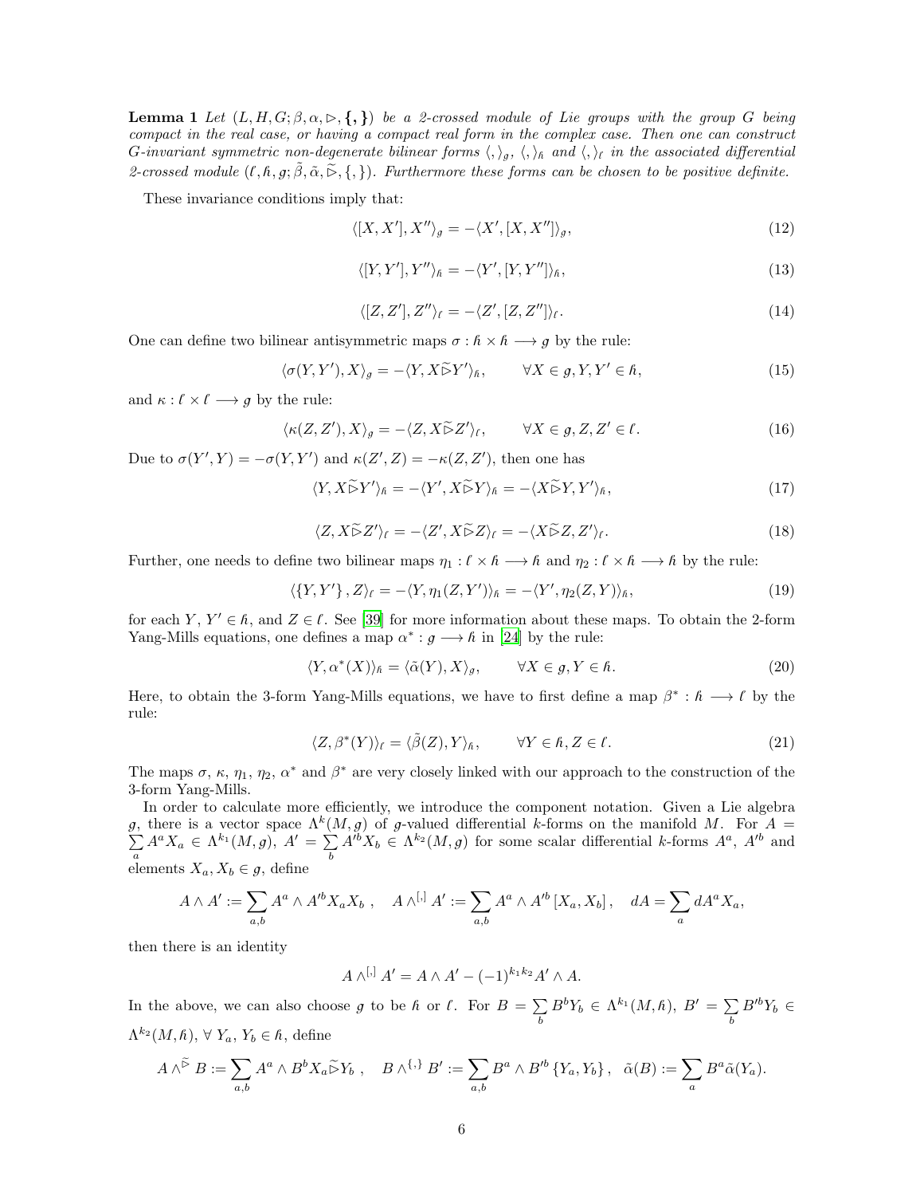**Lemma 1** *Let $(L, H, G; \beta, \alpha, \rhd, \{,\})$ be a 2-crossed module of Lie groups with the group $G$ being compact in the real case, or having a compact real form in the complex case. Then one can construct $G$-invariant symmetric non-degenerate bilinear forms $\langle,\rangle_g$, $\langle,\rangle_{\hbar}$ and $\langle,\rangle_\ell$ in the associated differential 2-crossed module $(\ell, \hbar, g; \tilde{\beta}, \tilde{\alpha}, \widetilde{\rhd}, \{,\})$. Furthermore these forms can be chosen to be positive definite.*

These invariance conditions imply that:

$$\langle [X, X'], X''\rangle_g = -\langle X', [X, X'']\rangle_g, \tag{12}$$

$$\langle [Y, Y'], Y''\rangle_{\hbar} = -\langle Y', [Y, Y'']\rangle_{\hbar}, \tag{13}$$

$$\langle [Z, Z'], Z''\rangle_\ell = -\langle Z', [Z, Z'']\rangle_\ell. \tag{14}$$

One can define two bilinear antisymmetric maps $\sigma : \hbar \times \hbar \longrightarrow g$ by the rule:

$$\langle \sigma(Y, Y'), X\rangle_g = -\langle Y, X\widetilde{\rhd}Y'\rangle_{\hbar}, \qquad \forall X \in g, Y, Y' \in \hbar, \tag{15}$$

and $\kappa : \ell \times \ell \longrightarrow g$ by the rule:

$$\langle \kappa(Z, Z'), X\rangle_g = -\langle Z, X\widetilde{\rhd}Z'\rangle_\ell, \qquad \forall X \in g, Z, Z' \in \ell. \tag{16}$$

Due to $\sigma(Y', Y) = -\sigma(Y, Y')$ and $\kappa(Z', Z) = -\kappa(Z, Z')$, then one has

$$\langle Y, X\widetilde{\rhd}Y'\rangle_{\hbar} = -\langle Y', X\widetilde{\rhd}Y\rangle_{\hbar} = -\langle X\widetilde{\rhd}Y, Y'\rangle_{\hbar}, \tag{17}$$

$$\langle Z, X\widetilde{\rhd}Z'\rangle_\ell = -\langle Z', X\widetilde{\rhd}Z\rangle_\ell = -\langle X\widetilde{\rhd}Z, Z'\rangle_\ell. \tag{18}$$

Further, one needs to define two bilinear maps $\eta_1 : \ell \times \hbar \longrightarrow \hbar$ and $\eta_2 : \ell \times \hbar \longrightarrow \hbar$ by the rule:

$$\langle \{Y, Y'\}, Z\rangle_\ell = -\langle Y, \eta_1(Z, Y')\rangle_{\hbar} = -\langle Y', \eta_2(Z, Y)\rangle_{\hbar}, \tag{19}$$

for each $Y$, $Y' \in \hbar$, and $Z \in \ell$. See [39] for more information about these maps. To obtain the 2-form Yang-Mills equations, one defines a map $\alpha^* : g \longrightarrow \hbar$ in [24] by the rule:

$$\langle Y, \alpha^*(X)\rangle_{\hbar} = \langle \tilde{\alpha}(Y), X\rangle_g, \qquad \forall X \in g, Y \in \hbar. \tag{20}$$

Here, to obtain the 3-form Yang-Mills equations, we have to first define a map $\beta^* : \hbar \longrightarrow \ell$ by the rule:

$$\langle Z, \beta^*(Y)\rangle_\ell = \langle \tilde{\beta}(Z), Y\rangle_{\hbar}, \qquad \forall Y \in \hbar, Z \in \ell. \tag{21}$$

The maps $\sigma$, $\kappa$, $\eta_1$, $\eta_2$, $\alpha^*$ and $\beta^*$ are very closely linked with our approach to the construction of the 3-form Yang-Mills.

In order to calculate more efficiently, we introduce the component notation. Given a Lie algebra $g$, there is a vector space $\Lambda^k(M, g)$ of $g$-valued differential $k$-forms on the manifold $M$. For $A = \sum_a A^a X_a \in \Lambda^{k_1}(M, g)$, $A' = \sum_b A'^b X_b \in \Lambda^{k_2}(M, g)$ for some scalar differential $k$-forms $A^a$, $A'^b$ and elements $X_a, X_b \in g$, define

$$A \wedge A' := \sum_{a,b} A^a \wedge A'^b X_a X_b\ , \quad A \wedge^{[,]} A' := \sum_{a,b} A^a \wedge A'^b\, [X_a, X_b]\,, \quad dA = \sum_a dA^a X_a,$$

then there is an identity

$$A \wedge^{[,]} A' = A \wedge A' - (-1)^{k_1 k_2} A' \wedge A.$$

In the above, we can also choose $g$ to be $\hbar$ or $\ell$. For $B = \sum_b B^b Y_b \in \Lambda^{k_1}(M, \hbar)$, $B' = \sum_b B'^b Y_b \in \Lambda^{k_2}(M, \hbar)$, $\forall\ Y_a$, $Y_b \in \hbar$, define

$$A \wedge^{\widetilde{\rhd}} B := \sum_{a,b} A^a \wedge B^b X_a \widetilde{\rhd} Y_b\ , \quad B \wedge^{\{,\}} B' := \sum_{a,b} B^a \wedge B'^b \{Y_a, Y_b\}\,, \ \ \tilde{\alpha}(B) := \sum_a B^a \tilde{\alpha}(Y_a).$$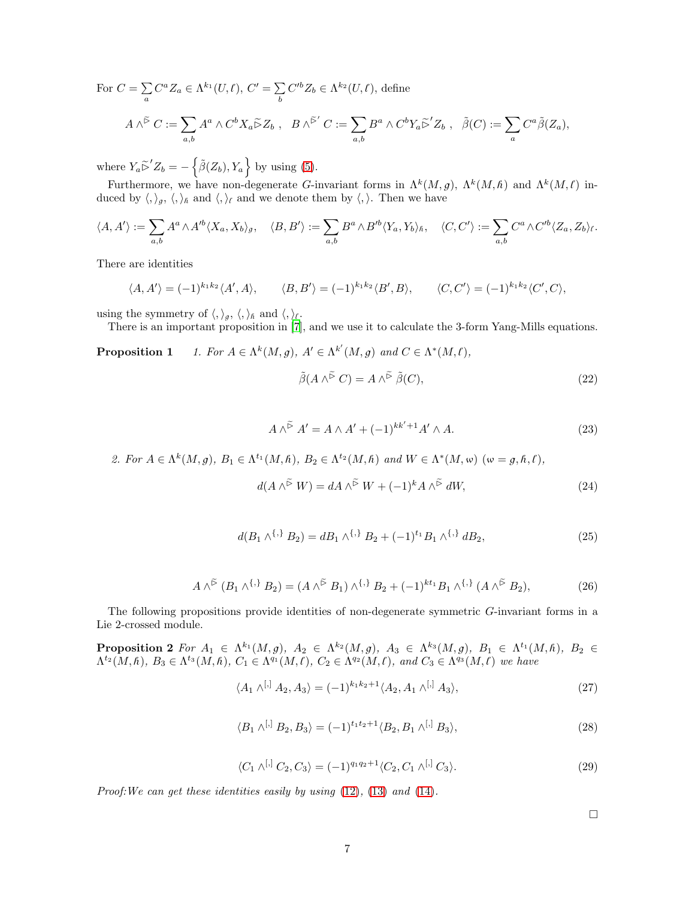For $C = \sum_a C^a Z_a \in \Lambda^{k_1}(U, \ell)$, $C' = \sum_b C'^b Z_b \in \Lambda^{k_2}(U, \ell)$, define

$$A \wedge^{\tilde{\rhd}} C := \sum_{a,b} A^a \wedge C^b X_a \tilde{\rhd} Z_b \ , \quad B \wedge^{\tilde{\rhd}'} C := \sum_{a,b} B^a \wedge C^b Y_a \tilde{\rhd}' Z_b \ , \quad \tilde{\beta}(C) := \sum_a C^a \tilde{\beta}(Z_a),$$

where $Y_a \tilde{\rhd}' Z_b = -\left\{\tilde{\beta}(Z_b), Y_a\right\}$ by using (5).

Furthermore, we have non-degenerate $G$-invariant forms in $\Lambda^k(M, g)$, $\Lambda^k(M, \hbar)$ and $\Lambda^k(M, \ell)$ induced by $\langle , \rangle_g$, $\langle , \rangle_\hbar$ and $\langle , \rangle_\ell$ and we denote them by $\langle , \rangle$. Then we have

$$\langle A, A' \rangle := \sum_{a,b} A^a \wedge A'^b \langle X_a, X_b \rangle_g, \quad \langle B, B' \rangle := \sum_{a,b} B^a \wedge B'^b \langle Y_a, Y_b \rangle_\hbar, \quad \langle C, C' \rangle := \sum_{a,b} C^a \wedge C'^b \langle Z_a, Z_b \rangle_\ell.$$

There are identities

$$\langle A, A' \rangle = (-1)^{k_1 k_2} \langle A', A \rangle, \qquad \langle B, B' \rangle = (-1)^{k_1 k_2} \langle B', B \rangle, \qquad \langle C, C' \rangle = (-1)^{k_1 k_2} \langle C', C \rangle,$$

using the symmetry of $\langle , \rangle_g$, $\langle , \rangle_\hbar$ and $\langle , \rangle_\ell$.

There is an important proposition in [7], and we use it to calculate the 3-form Yang-Mills equations.

**Proposition 1** *1. For $A \in \Lambda^k(M, g)$, $A' \in \Lambda^{k'}(M, g)$ and $C \in \Lambda^*(M, \ell)$,*

$$\tilde{\beta}(A \wedge^{\tilde{\rhd}} C) = A \wedge^{\tilde{\rhd}} \tilde{\beta}(C), \tag{22}$$

$$A \wedge^{\tilde{\rhd}} A' = A \wedge A' + (-1)^{kk'+1} A' \wedge A. \tag{23}$$

*2. For $A \in \Lambda^k(M, g)$, $B_1 \in \Lambda^{t_1}(M, \hbar)$, $B_2 \in \Lambda^{t_2}(M, \hbar)$ and $W \in \Lambda^*(M, w)$ ($w = g, \hbar, \ell$),*

$$d(A \wedge^{\tilde{\rhd}} W) = dA \wedge^{\tilde{\rhd}} W + (-1)^k A \wedge^{\tilde{\rhd}} dW, \tag{24}$$

$$d(B_1 \wedge^{\{,\}} B_2) = dB_1 \wedge^{\{,\}} B_2 + (-1)^{t_1} B_1 \wedge^{\{,\}} dB_2, \tag{25}$$

$$A \wedge^{\tilde{\rhd}} (B_1 \wedge^{\{,\}} B_2) = (A \wedge^{\tilde{\rhd}} B_1) \wedge^{\{,\}} B_2 + (-1)^{kt_1} B_1 \wedge^{\{,\}} (A \wedge^{\tilde{\rhd}} B_2), \tag{26}$$

The following propositions provide identities of non-degenerate symmetric $G$-invariant forms in a Lie 2-crossed module.

**Proposition 2** *For $A_1 \in \Lambda^{k_1}(M, g)$, $A_2 \in \Lambda^{k_2}(M, g)$, $A_3 \in \Lambda^{k_3}(M, g)$, $B_1 \in \Lambda^{t_1}(M, \hbar)$, $B_2 \in \Lambda^{t_2}(M, \hbar)$, $B_3 \in \Lambda^{t_3}(M, \hbar)$, $C_1 \in \Lambda^{q_1}(M, \ell)$, $C_2 \in \Lambda^{q_2}(M, \ell)$, and $C_3 \in \Lambda^{q_3}(M, \ell)$ we have*

$$\langle A_1 \wedge^{[,]} A_2, A_3 \rangle = (-1)^{k_1 k_2 + 1} \langle A_2, A_1 \wedge^{[,]} A_3 \rangle, \tag{27}$$

$$\langle B_1 \wedge^{[,]} B_2, B_3 \rangle = (-1)^{t_1 t_2 + 1} \langle B_2, B_1 \wedge^{[,]} B_3 \rangle, \tag{28}$$

$$\langle C_1 \wedge^{[,]} C_2, C_3 \rangle = (-1)^{q_1 q_2 + 1} \langle C_2, C_1 \wedge^{[,]} C_3 \rangle. \tag{29}$$

*Proof:We can get these identities easily by using (12), (13) and (14).*

□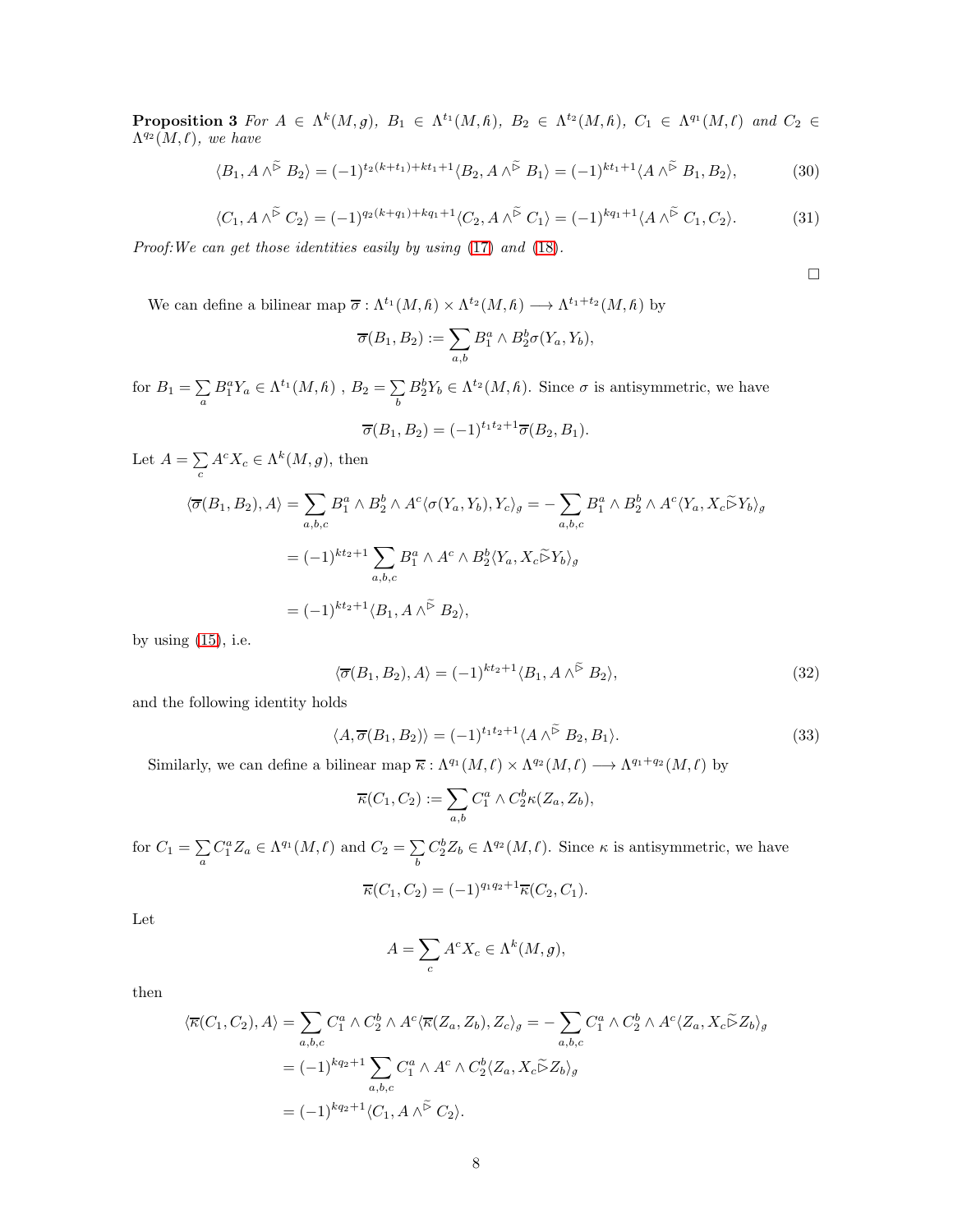**Proposition 3** *For $A \in \Lambda^k(M, g)$, $B_1 \in \Lambda^{t_1}(M, \hbar)$, $B_2 \in \Lambda^{t_2}(M, \hbar)$, $C_1 \in \Lambda^{q_1}(M, \ell)$ and $C_2 \in \Lambda^{q_2}(M, \ell)$, we have*

$$\langle B_1, A \wedge^{\tilde{\triangleright}} B_2 \rangle = (-1)^{t_2(k+t_1)+kt_1+1} \langle B_2, A \wedge^{\tilde{\triangleright}} B_1 \rangle = (-1)^{kt_1+1} \langle A \wedge^{\tilde{\triangleright}} B_1, B_2 \rangle, \tag{30}$$

$$\langle C_1, A \wedge^{\tilde{\triangleright}} C_2 \rangle = (-1)^{q_2(k+q_1)+kq_1+1} \langle C_2, A \wedge^{\tilde{\triangleright}} C_1 \rangle = (-1)^{kq_1+1} \langle A \wedge^{\tilde{\triangleright}} C_1, C_2 \rangle. \tag{31}$$

*Proof:We can get those identities easily by using (17) and (18).*

□

We can define a bilinear map $\overline{\sigma} : \Lambda^{t_1}(M, \hbar) \times \Lambda^{t_2}(M, \hbar) \longrightarrow \Lambda^{t_1+t_2}(M, \hbar)$ by

$$\overline{\sigma}(B_1, B_2) := \sum_{a,b} B_1^a \wedge B_2^b \sigma(Y_a, Y_b),$$

for $B_1 = \sum_a B_1^a Y_a \in \Lambda^{t_1}(M, \hbar)$ , $B_2 = \sum_b B_2^b Y_b \in \Lambda^{t_2}(M, \hbar)$. Since $\sigma$ is antisymmetric, we have

$$\overline{\sigma}(B_1, B_2) = (-1)^{t_1 t_2+1} \overline{\sigma}(B_2, B_1).$$

Let $A = \sum_c A^c X_c \in \Lambda^k(M, g)$, then

$$\begin{aligned}
\langle \overline{\sigma}(B_1, B_2), A \rangle &= \sum_{a,b,c} B_1^a \wedge B_2^b \wedge A^c \langle \sigma(Y_a, Y_b), Y_c \rangle_g = -\sum_{a,b,c} B_1^a \wedge B_2^b \wedge A^c \langle Y_a, X_c \tilde{\triangleright} Y_b \rangle_g \\
&= (-1)^{kt_2+1} \sum_{a,b,c} B_1^a \wedge A^c \wedge B_2^b \langle Y_a, X_c \tilde{\triangleright} Y_b \rangle_g \\
&= (-1)^{kt_2+1} \langle B_1, A \wedge^{\tilde{\triangleright}} B_2 \rangle,
\end{aligned}$$

by using (15), i.e.

$$\langle \overline{\sigma}(B_1, B_2), A \rangle = (-1)^{kt_2+1} \langle B_1, A \wedge^{\tilde{\triangleright}} B_2 \rangle, \tag{32}$$

and the following identity holds

$$\langle A, \overline{\sigma}(B_1, B_2) \rangle = (-1)^{t_1 t_2+1} \langle A \wedge^{\tilde{\triangleright}} B_2, B_1 \rangle. \tag{33}$$

Similarly, we can define a bilinear map $\overline{\kappa} : \Lambda^{q_1}(M, \ell) \times \Lambda^{q_2}(M, \ell) \longrightarrow \Lambda^{q_1+q_2}(M, \ell)$ by

$$\overline{\kappa}(C_1, C_2) := \sum_{a,b} C_1^a \wedge C_2^b \kappa(Z_a, Z_b),$$

for $C_1 = \sum_a C_1^a Z_a \in \Lambda^{q_1}(M, \ell)$ and $C_2 = \sum_b C_2^b Z_b \in \Lambda^{q_2}(M, \ell)$. Since $\kappa$ is antisymmetric, we have

$$\overline{\kappa}(C_1, C_2) = (-1)^{q_1 q_2+1} \overline{\kappa}(C_2, C_1).$$

Let

$$A = \sum_c A^c X_c \in \Lambda^k(M, g),$$

then

$$\begin{aligned}
\langle \overline{\kappa}(C_1, C_2), A \rangle &= \sum_{a,b,c} C_1^a \wedge C_2^b \wedge A^c \langle \overline{\kappa}(Z_a, Z_b), Z_c \rangle_g = -\sum_{a,b,c} C_1^a \wedge C_2^b \wedge A^c \langle Z_a, X_c \tilde{\triangleright} Z_b \rangle_g \\
&= (-1)^{kq_2+1} \sum_{a,b,c} C_1^a \wedge A^c \wedge C_2^b \langle Z_a, X_c \tilde{\triangleright} Z_b \rangle_g \\
&= (-1)^{kq_2+1} \langle C_1, A \wedge^{\tilde{\triangleright}} C_2 \rangle.
\end{aligned}$$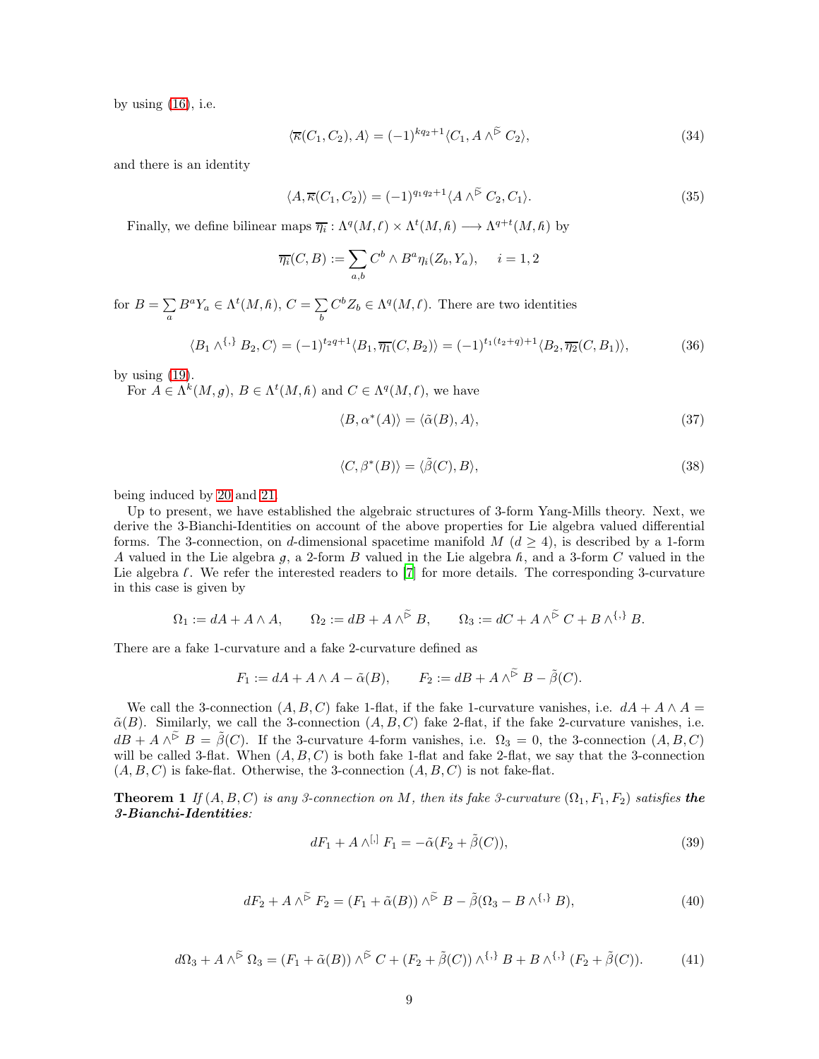by using (16), i.e.

$$\langle \overline{\kappa}(C_1, C_2), A\rangle = (-1)^{kq_2+1}\langle C_1, A \wedge^{\tilde{\triangleright}} C_2\rangle, \tag{34}$$

and there is an identity

$$\langle A, \overline{\kappa}(C_1, C_2)\rangle = (-1)^{q_1 q_2+1}\langle A \wedge^{\tilde{\triangleright}} C_2, C_1\rangle. \tag{35}$$

Finally, we define bilinear maps $\overline{\eta_i} : \Lambda^q(M, \ell) \times \Lambda^t(M, \hbar) \longrightarrow \Lambda^{q+t}(M, \hbar)$ by

$$\overline{\eta_i}(C, B) := \sum_{a,b} C^b \wedge B^a \eta_i(Z_b, Y_a), \quad i = 1, 2$$

for $B = \sum_a B^a Y_a \in \Lambda^t(M, \hbar)$, $C = \sum_b C^b Z_b \in \Lambda^q(M, \ell)$. There are two identities

$$\langle B_1 \wedge^{\{,\}} B_2, C\rangle = (-1)^{t_2 q+1}\langle B_1, \overline{\eta_1}(C, B_2)\rangle = (-1)^{t_1(t_2+q)+1}\langle B_2, \overline{\eta_2}(C, B_1)\rangle, \tag{36}$$

by using (19).

For $A \in \Lambda^k(M, g)$, $B \in \Lambda^t(M, \hbar)$ and $C \in \Lambda^q(M, \ell)$, we have

$$\langle B, \alpha^*(A)\rangle = \langle \tilde{\alpha}(B), A\rangle, \tag{37}$$

$$\langle C, \beta^*(B)\rangle = \langle \tilde{\beta}(C), B\rangle, \tag{38}$$

being induced by 20 and 21.

Up to present, we have established the algebraic structures of 3-form Yang-Mills theory. Next, we derive the 3-Bianchi-Identities on account of the above properties for Lie algebra valued differential forms. The 3-connection, on $d$-dimensional spacetime manifold $M$ ($d \geq 4$), is described by a 1-form $A$ valued in the Lie algebra $g$, a 2-form $B$ valued in the Lie algebra $\hbar$, and a 3-form $C$ valued in the Lie algebra $\ell$. We refer the interested readers to [7] for more details. The corresponding 3-curvature in this case is given by

$$\Omega_1 := dA + A \wedge A, \qquad \Omega_2 := dB + A \wedge^{\tilde{\triangleright}} B, \qquad \Omega_3 := dC + A \wedge^{\tilde{\triangleright}} C + B \wedge^{\{,\}} B.$$

There are a fake 1-curvature and a fake 2-curvature defined as

$$F_1 := dA + A \wedge A - \tilde{\alpha}(B), \qquad F_2 := dB + A \wedge^{\tilde{\triangleright}} B - \tilde{\beta}(C).$$

We call the 3-connection $(A, B, C)$ fake 1-flat, if the fake 1-curvature vanishes, i.e. $dA + A \wedge A = \tilde{\alpha}(B)$. Similarly, we call the 3-connection $(A, B, C)$ fake 2-flat, if the fake 2-curvature vanishes, i.e. $dB + A \wedge^{\tilde{\triangleright}} B = \tilde{\beta}(C)$. If the 3-curvature 4-form vanishes, i.e. $\Omega_3 = 0$, the 3-connection $(A, B, C)$ will be called 3-flat. When $(A, B, C)$ is both fake 1-flat and fake 2-flat, we say that the 3-connection $(A, B, C)$ is fake-flat. Otherwise, the 3-connection $(A, B, C)$ is not fake-flat.

**Theorem 1** *If $(A, B, C)$ is any 3-connection on $M$, then its fake 3-curvature $(\Omega_1, F_1, F_2)$ satisfies* ***the 3-Bianchi-Identities****:*

$$dF_1 + A \wedge^{[,]} F_1 = -\tilde{\alpha}(F_2 + \tilde{\beta}(C)), \tag{39}$$

$$dF_2 + A \wedge^{\tilde{\triangleright}} F_2 = (F_1 + \tilde{\alpha}(B)) \wedge^{\tilde{\triangleright}} B - \tilde{\beta}(\Omega_3 - B \wedge^{\{,\}} B), \tag{40}$$

$$d\Omega_3 + A \wedge^{\tilde{\triangleright}} \Omega_3 = (F_1 + \tilde{\alpha}(B)) \wedge^{\tilde{\triangleright}} C + (F_2 + \tilde{\beta}(C)) \wedge^{\{,\}} B + B \wedge^{\{,\}} (F_2 + \tilde{\beta}(C)). \tag{41}$$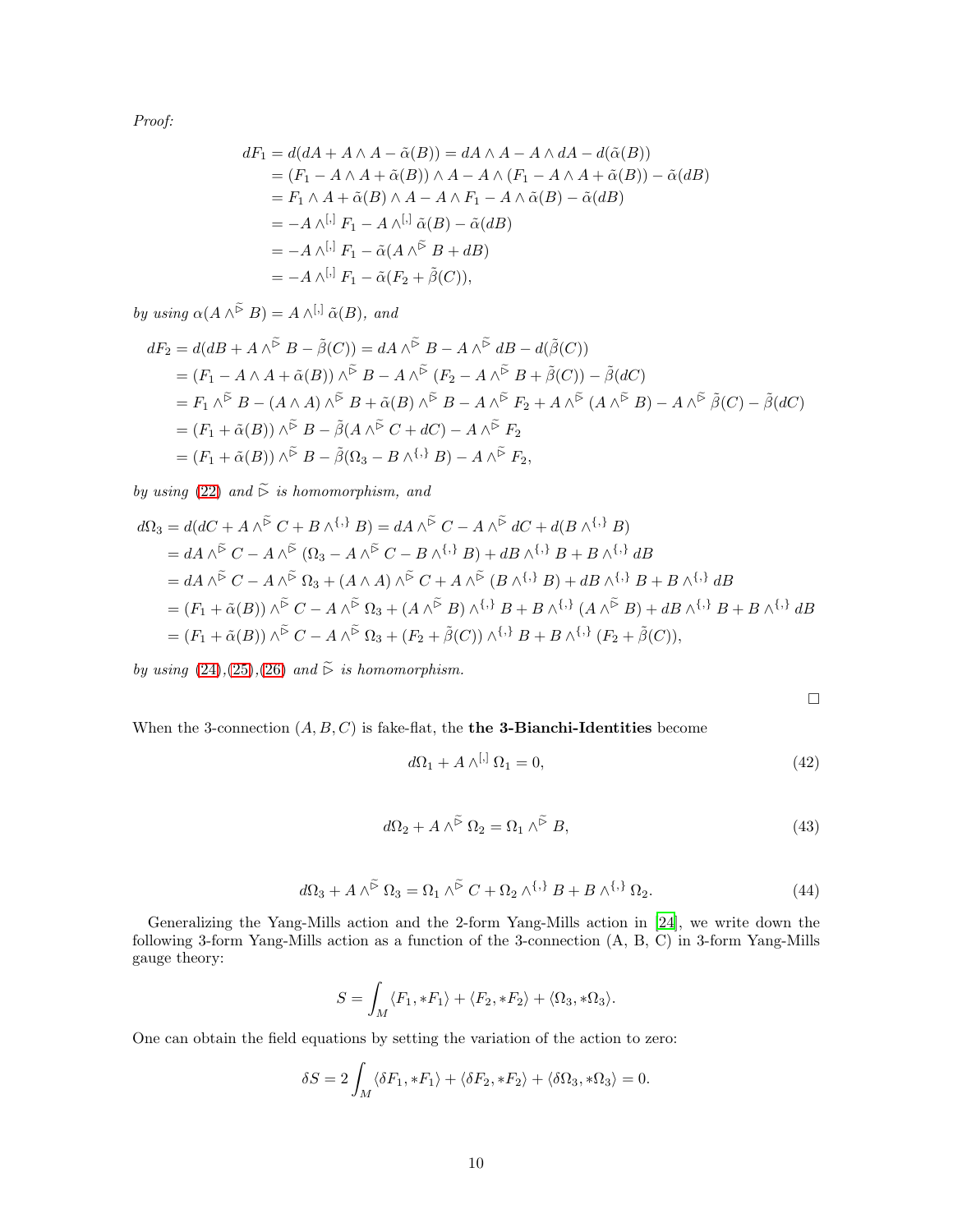*Proof:*

$$
\begin{aligned}
dF_1 &= d(dA + A \wedge A - \tilde{\alpha}(B)) = dA \wedge A - A \wedge dA - d(\tilde{\alpha}(B)) \\
&= (F_1 - A \wedge A + \tilde{\alpha}(B)) \wedge A - A \wedge (F_1 - A \wedge A + \tilde{\alpha}(B)) - \tilde{\alpha}(dB) \\
&= F_1 \wedge A + \tilde{\alpha}(B) \wedge A - A \wedge F_1 - A \wedge \tilde{\alpha}(B) - \tilde{\alpha}(dB) \\
&= -A \wedge^{[,]} F_1 - A \wedge^{[,]} \tilde{\alpha}(B) - \tilde{\alpha}(dB) \\
&= -A \wedge^{[,]} F_1 - \tilde{\alpha}(A \wedge^{\widetilde{\triangleright}} B + dB) \\
&= -A \wedge^{[,]} F_1 - \tilde{\alpha}(F_2 + \tilde{\beta}(C)),
\end{aligned}
$$

*by using* $\alpha(A \wedge^{\widetilde{\triangleright}} B) = A \wedge^{[,]} \tilde{\alpha}(B)$, *and*

$$
\begin{aligned}
dF_2 &= d(dB + A \wedge^{\widetilde{\triangleright}} B - \tilde{\beta}(C)) = dA \wedge^{\widetilde{\triangleright}} B - A \wedge^{\widetilde{\triangleright}} dB - d(\tilde{\beta}(C)) \\
&= (F_1 - A \wedge A + \tilde{\alpha}(B)) \wedge^{\widetilde{\triangleright}} B - A \wedge^{\widetilde{\triangleright}} (F_2 - A \wedge^{\widetilde{\triangleright}} B + \tilde{\beta}(C)) - \tilde{\beta}(dC) \\
&= F_1 \wedge^{\widetilde{\triangleright}} B - (A \wedge A) \wedge^{\widetilde{\triangleright}} B + \tilde{\alpha}(B) \wedge^{\widetilde{\triangleright}} B - A \wedge^{\widetilde{\triangleright}} F_2 + A \wedge^{\widetilde{\triangleright}} (A \wedge^{\widetilde{\triangleright}} B) - A \wedge^{\widetilde{\triangleright}} \tilde{\beta}(C) - \tilde{\beta}(dC) \\
&= (F_1 + \tilde{\alpha}(B)) \wedge^{\widetilde{\triangleright}} B - \tilde{\beta}(A \wedge^{\widetilde{\triangleright}} C + dC) - A \wedge^{\widetilde{\triangleright}} F_2 \\
&= (F_1 + \tilde{\alpha}(B)) \wedge^{\widetilde{\triangleright}} B - \tilde{\beta}(\Omega_3 - B \wedge^{\{,\}} B) - A \wedge^{\widetilde{\triangleright}} F_2,
\end{aligned}
$$

*by using* (22) *and* $\widetilde{\triangleright}$ *is homomorphism, and*

$$
\begin{aligned}
d\Omega_3 &= d(dC + A \wedge^{\widetilde{\triangleright}} C + B \wedge^{\{,\}} B) = dA \wedge^{\widetilde{\triangleright}} C - A \wedge^{\widetilde{\triangleright}} dC + d(B \wedge^{\{,\}} B) \\
&= dA \wedge^{\widetilde{\triangleright}} C - A \wedge^{\widetilde{\triangleright}} (\Omega_3 - A \wedge^{\widetilde{\triangleright}} C - B \wedge^{\{,\}} B) + dB \wedge^{\{,\}} B + B \wedge^{\{,\}} dB \\
&= dA \wedge^{\widetilde{\triangleright}} C - A \wedge^{\widetilde{\triangleright}} \Omega_3 + (A \wedge A) \wedge^{\widetilde{\triangleright}} C + A \wedge^{\widetilde{\triangleright}} (B \wedge^{\{,\}} B) + dB \wedge^{\{,\}} B + B \wedge^{\{,\}} dB \\
&= (F_1 + \tilde{\alpha}(B)) \wedge^{\widetilde{\triangleright}} C - A \wedge^{\widetilde{\triangleright}} \Omega_3 + (A \wedge^{\widetilde{\triangleright}} B) \wedge^{\{,\}} B + B \wedge^{\{,\}} (A \wedge^{\widetilde{\triangleright}} B) + dB \wedge^{\{,\}} B + B \wedge^{\{,\}} dB \\
&= (F_1 + \tilde{\alpha}(B)) \wedge^{\widetilde{\triangleright}} C - A \wedge^{\widetilde{\triangleright}} \Omega_3 + (F_2 + \tilde{\beta}(C)) \wedge^{\{,\}} B + B \wedge^{\{,\}} (F_2 + \tilde{\beta}(C)),
\end{aligned}
$$

*by using* (24),(25),(26) *and* $\widetilde{\triangleright}$ *is homomorphism.*

□

When the 3-connection $(A, B, C)$ is fake-flat, the **the 3-Bianchi-Identities** become

$$
d\Omega_1 + A \wedge^{[,]} \Omega_1 = 0, \tag{42}
$$

$$
d\Omega_2 + A \wedge^{\widetilde{\triangleright}} \Omega_2 = \Omega_1 \wedge^{\widetilde{\triangleright}} B, \tag{43}
$$

$$
d\Omega_3 + A \wedge^{\widetilde{\triangleright}} \Omega_3 = \Omega_1 \wedge^{\widetilde{\triangleright}} C + \Omega_2 \wedge^{\{,\}} B + B \wedge^{\{,\}} \Omega_2. \tag{44}
$$

Generalizing the Yang-Mills action and the 2-form Yang-Mills action in [24], we write down the following 3-form Yang-Mills action as a function of the 3-connection (A, B, C) in 3-form Yang-Mills gauge theory:

$$
S = \int_M \langle F_1, *F_1 \rangle + \langle F_2, *F_2 \rangle + \langle \Omega_3, *\Omega_3 \rangle.
$$

One can obtain the field equations by setting the variation of the action to zero:

$$
\delta S = 2 \int_M \langle \delta F_1, *F_1 \rangle + \langle \delta F_2, *F_2 \rangle + \langle \delta \Omega_3, *\Omega_3 \rangle = 0.
$$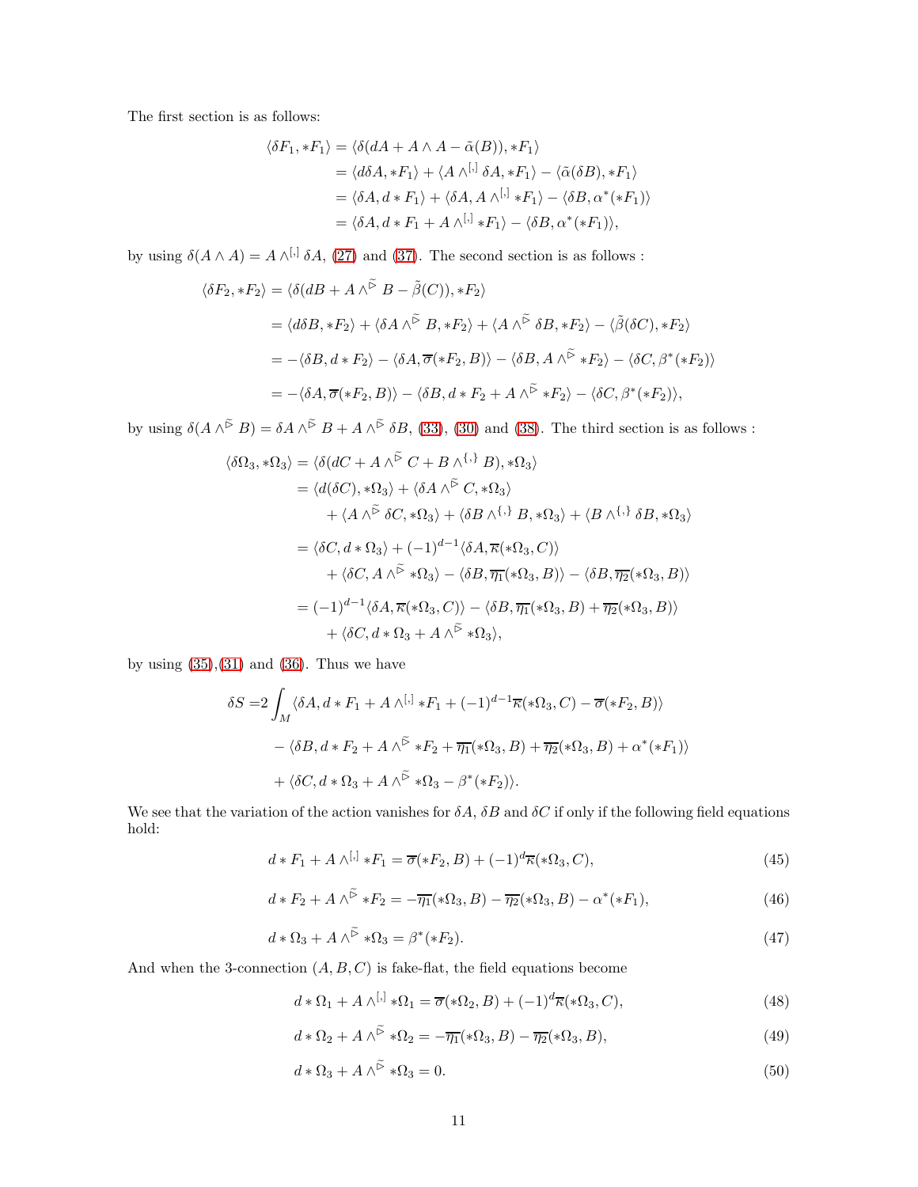The first section is as follows:

$$
\begin{aligned}
\langle \delta F_1, *F_1 \rangle &= \langle \delta(dA + A \wedge A - \tilde{\alpha}(B)), *F_1 \rangle \\
&= \langle d\delta A, *F_1 \rangle + \langle A \wedge^{[,]} \delta A, *F_1 \rangle - \langle \tilde{\alpha}(\delta B), *F_1 \rangle \\
&= \langle \delta A, d * F_1 \rangle + \langle \delta A, A \wedge^{[,]} *F_1 \rangle - \langle \delta B, \alpha^*(*F_1) \rangle \\
&= \langle \delta A, d * F_1 + A \wedge^{[,]} *F_1 \rangle - \langle \delta B, \alpha^*(*F_1) \rangle,
\end{aligned}
$$

by using $\delta(A \wedge A) = A \wedge^{[,]} \delta A$, (27) and (37). The second section is as follows :

$$
\begin{aligned}
\langle \delta F_2, *F_2 \rangle &= \langle \delta(dB + A \wedge^{\tilde{\triangleright}} B - \tilde{\beta}(C)), *F_2 \rangle \\
&= \langle d\delta B, *F_2 \rangle + \langle \delta A \wedge^{\tilde{\triangleright}} B, *F_2 \rangle + \langle A \wedge^{\tilde{\triangleright}} \delta B, *F_2 \rangle - \langle \tilde{\beta}(\delta C), *F_2 \rangle \\
&= -\langle \delta B, d * F_2 \rangle - \langle \delta A, \overline{\sigma}(*F_2, B) \rangle - \langle \delta B, A \wedge^{\tilde{\triangleright}} *F_2 \rangle - \langle \delta C, \beta^*(*F_2) \rangle \\
&= -\langle \delta A, \overline{\sigma}(*F_2, B) \rangle - \langle \delta B, d * F_2 + A \wedge^{\tilde{\triangleright}} *F_2 \rangle - \langle \delta C, \beta^*(*F_2) \rangle,
\end{aligned}
$$

by using $\delta(A \wedge^{\tilde{\triangleright}} B) = \delta A \wedge^{\tilde{\triangleright}} B + A \wedge^{\tilde{\triangleright}} \delta B$, (33), (30) and (38). The third section is as follows :

$$
\begin{aligned}
\langle \delta \Omega_3, *\Omega_3 \rangle &= \langle \delta(dC + A \wedge^{\tilde{\triangleright}} C + B \wedge^{\{,\}} B), *\Omega_3 \rangle \\
&= \langle d(\delta C), *\Omega_3 \rangle + \langle \delta A \wedge^{\tilde{\triangleright}} C, *\Omega_3 \rangle \\
&\quad + \langle A \wedge^{\tilde{\triangleright}} \delta C, *\Omega_3 \rangle + \langle \delta B \wedge^{\{,\}} B, *\Omega_3 \rangle + \langle B \wedge^{\{,\}} \delta B, *\Omega_3 \rangle \\
&= \langle \delta C, d * \Omega_3 \rangle + (-1)^{d-1} \langle \delta A, \overline{\kappa}(*\Omega_3, C) \rangle \\
&\quad + \langle \delta C, A \wedge^{\tilde{\triangleright}} *\Omega_3 \rangle - \langle \delta B, \overline{\eta_1}(*\Omega_3, B) \rangle - \langle \delta B, \overline{\eta_2}(*\Omega_3, B) \rangle \\
&= (-1)^{d-1} \langle \delta A, \overline{\kappa}(*\Omega_3, C) \rangle - \langle \delta B, \overline{\eta_1}(*\Omega_3, B) + \overline{\eta_2}(*\Omega_3, B) \rangle \\
&\quad + \langle \delta C, d * \Omega_3 + A \wedge^{\tilde{\triangleright}} *\Omega_3 \rangle,
\end{aligned}
$$

by using (35),(31) and (36). Thus we have

$$
\begin{aligned}
\delta S = &2 \int_M \langle \delta A, d * F_1 + A \wedge^{[,]} *F_1 + (-1)^{d-1} \overline{\kappa}(*\Omega_3, C) - \overline{\sigma}(*F_2, B) \rangle \\
&- \langle \delta B, d * F_2 + A \wedge^{\tilde{\triangleright}} *F_2 + \overline{\eta_1}(*\Omega_3, B) + \overline{\eta_2}(*\Omega_3, B) + \alpha^*(*F_1) \rangle \\
&+ \langle \delta C, d * \Omega_3 + A \wedge^{\tilde{\triangleright}} *\Omega_3 - \beta^*(*F_2) \rangle.
\end{aligned}
$$

We see that the variation of the action vanishes for $\delta A$, $\delta B$ and $\delta C$ if only if the following field equations hold:

$$
d * F_1 + A \wedge^{[,]} *F_1 = \overline{\sigma}(*F_2, B) + (-1)^d \overline{\kappa}(*\Omega_3, C), \tag{45}
$$

$$
d * F_2 + A \wedge^{\tilde{\triangleright}} *F_2 = -\overline{\eta_1}(*\Omega_3, B) - \overline{\eta_2}(*\Omega_3, B) - \alpha^*(*F_1), \tag{46}
$$

$$
d * \Omega_3 + A \wedge^{\tilde{\triangleright}} *\Omega_3 = \beta^*(*F_2). \tag{47}
$$

And when the 3-connection $(A, B, C)$ is fake-flat, the field equations become

$$
d * \Omega_1 + A \wedge^{[,]} *\Omega_1 = \overline{\sigma}(*\Omega_2, B) + (-1)^d \overline{\kappa}(*\Omega_3, C), \tag{48}
$$

$$
d * \Omega_2 + A \wedge^{\tilde{\triangleright}} *\Omega_2 = -\overline{\eta_1}(*\Omega_3, B) - \overline{\eta_2}(*\Omega_3, B), \tag{49}
$$

$$
d * \Omega_3 + A \wedge^{\tilde{\triangleright}} *\Omega_3 = 0. \tag{50}
$$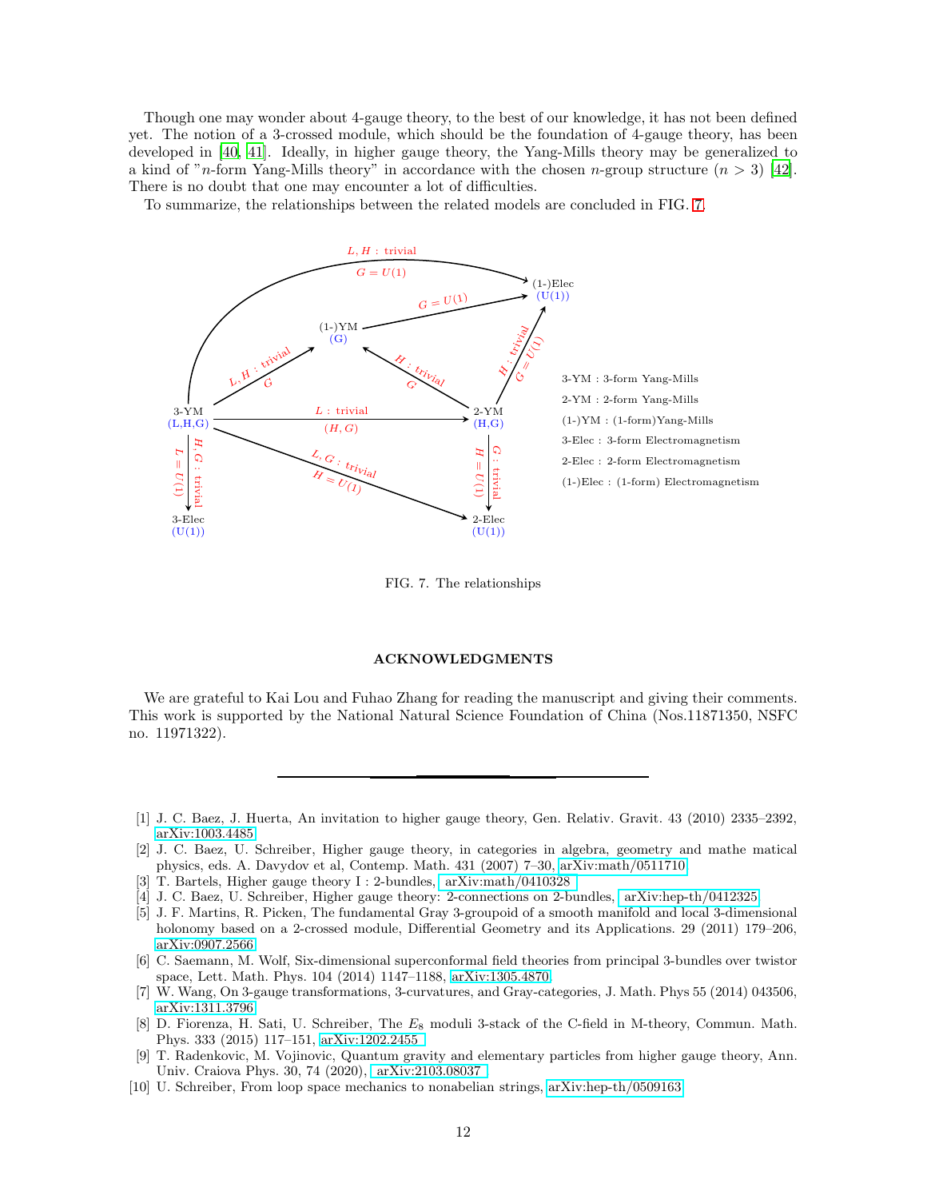Though one may wonder about 4-gauge theory, to the best of our knowledge, it has not been defined yet. The notion of a 3-crossed module, which should be the foundation of 4-gauge theory, has been developed in [40, 41]. Ideally, in higher gauge theory, the Yang-Mills theory may be generalized to a kind of "$n$-form Yang-Mills theory" in accordance with the chosen $n$-group structure ($n > 3$) [42]. There is no doubt that one may encounter a lot of difficulties.

To summarize, the relationships between the related models are concluded in FIG. 7.

3-YM : 3-form Yang-Mills

2-YM : 2-form Yang-Mills

(1-)YM : (1-form)Yang-Mills

3-Elec : 3-form Electromagnetism

2-Elec : 2-form Electromagnetism

(1-)Elec : (1-form) Electromagnetism

FIG. 7. The relationships

## ACKNOWLEDGMENTS

We are grateful to Kai Lou and Fuhao Zhang for reading the manuscript and giving their comments. This work is supported by the National Natural Science Foundation of China (Nos.11871350, NSFC no. 11971322).

---

[1] J. C. Baez, J. Huerta, An invitation to higher gauge theory, Gen. Relativ. Gravit. 43 (2010) 2335–2392, arXiv:1003.4485.

[2] J. C. Baez, U. Schreiber, Higher gauge theory, in categories in algebra, geometry and mathe matical physics, eds. A. Davydov et al, Contemp. Math. 431 (2007) 7–30, arXiv:math/0511710.

[3] T. Bartels, Higher gauge theory I : 2-bundles, arXiv:math/0410328 .

[4] J. C. Baez, U. Schreiber, Higher gauge theory: 2-connections on 2-bundles, arXiv:hep-th/0412325.

[5] J. F. Martins, R. Picken, The fundamental Gray 3-groupoid of a smooth manifold and local 3-dimensional holonomy based on a 2-crossed module, Differential Geometry and its Applications. 29 (2011) 179–206, arXiv:0907.2566.

[6] C. Saemann, M. Wolf, Six-dimensional superconformal field theories from principal 3-bundles over twistor space, Lett. Math. Phys. 104 (2014) 1147–1188, arXiv:1305.4870.

[7] W. Wang, On 3-gauge transformations, 3-curvatures, and Gray-categories, J. Math. Phys 55 (2014) 043506, arXiv:1311.3796.

[8] D. Fiorenza, H. Sati, U. Schreiber, The $E_8$ moduli 3-stack of the C-field in M-theory, Commun. Math. Phys. 333 (2015) 117–151, arXiv:1202.2455 .

[9] T. Radenkovic, M. Vojinovic, Quantum gravity and elementary particles from higher gauge theory, Ann. Univ. Craiova Phys. 30, 74 (2020), arXiv:2103.08037 .

[10] U. Schreiber, From loop space mechanics to nonabelian strings, arXiv:hep-th/0509163.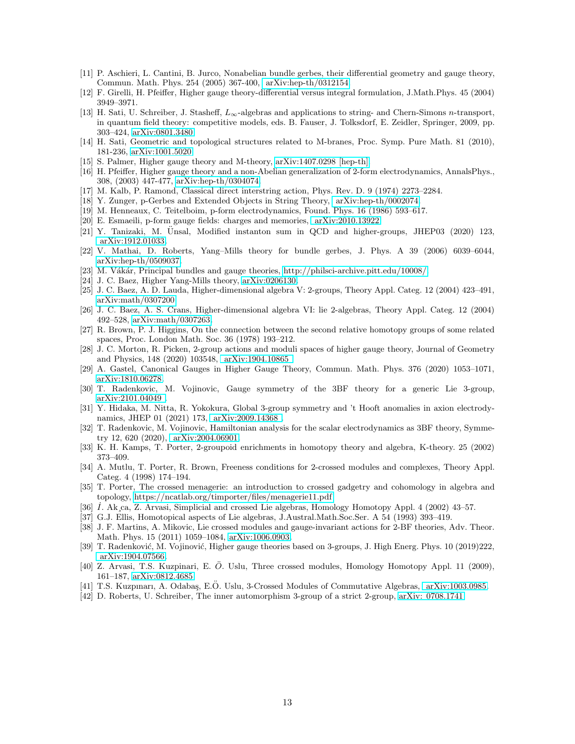[11] P. Aschieri, L. Cantini, B. Jurco, Nonabelian bundle gerbes, their differential geometry and gauge theory, Commun. Math. Phys. 254 (2005) 367-400, arXiv:hep-th/0312154.

[12] F. Girelli, H. Pfeiffer, Higher gauge theory-differential versus integral formulation, J.Math.Phys. 45 (2004) 3949–3971.

[13] H. Sati, U. Schreiber, J. Stasheff, $L_\infty$-algebras and applications to string- and Chern-Simons $n$-transport, in quantum field theory: competitive models, eds. B. Fauser, J. Tolksdorf, E. Zeidler, Springer, 2009, pp. 303–424, arXiv:0801.3480.

[14] H. Sati, Geometric and topological structures related to M-branes, Proc. Symp. Pure Math. 81 (2010), 181-236, arXiv:1001.5020.

[15] S. Palmer, Higher gauge theory and M-theory, arXiv:1407.0298 [hep-th].

[16] H. Pfeiffer, Higher gauge theory and a non-Abelian generalization of 2-form electrodynamics, AnnalsPhys., 308, (2003) 447-477, arXiv:hep-th/0304074.

[17] M. Kalb, P. Ramond, Classical direct interstring action, Phys. Rev. D. 9 (1974) 2273–2284.

[18] Y. Zunger, p-Gerbes and Extended Objects in String Theory, arXiv:hep-th/0002074.

[19] M. Henneaux, C. Teitelboim, p-form electrodynamics, Found. Phys. 16 (1986) 593–617.

[20] E. Esmaeili, p-form gauge fields: charges and memories, arXiv:2010.13922.

[21] Y. Tanizaki, M. Ünsal, Modified instanton sum in QCD and higher-groups, JHEP03 (2020) 123, arXiv:1912.01033.

[22] V. Mathai, D. Roberts, Yang–Mills theory for bundle gerbes, J. Phys. A 39 (2006) 6039–6044, arXiv:hep-th/0509037.

[23] M. Vákár, Principal bundles and gauge theories, http://philsci-archive.pitt.edu/10008/.

[24] J. C. Baez, Higher Yang-Mills theory, arXiv:0206130.

[25] J. C. Baez, A. D. Lauda, Higher-dimensional algebra V: 2-groups, Theory Appl. Categ. 12 (2004) 423–491, arXiv:math/0307200.

[26] J. C. Baez, A. S. Crans, Higher-dimensional algebra VI: lie 2-algebras, Theory Appl. Categ. 12 (2004) 492–528, arXiv:math/0307263.

[27] R. Brown, P. J. Higgins, On the connection between the second relative homotopy groups of some related spaces, Proc. London Math. Soc. 36 (1978) 193–212.

[28] J. C. Morton, R. Picken, 2-group actions and moduli spaces of higher gauge theory, Journal of Geometry and Physics, 148 (2020) 103548, arXiv:1904.10865.

[29] A. Gastel, Canonical Gauges in Higher Gauge Theory, Commun. Math. Phys. 376 (2020) 1053–1071, arXiv:1810.06278.

[30] T. Radenkovic, M. Vojinovic, Gauge symmetry of the 3BF theory for a generic Lie 3-group, arXiv:2101.04049.

[31] Y. Hidaka, M. Nitta, R. Yokokura, Global 3-group symmetry and 't Hooft anomalies in axion electrodynamics, JHEP 01 (2021) 173, arXiv:2009.14368.

[32] T. Radenkovic, M. Vojinovic, Hamiltonian analysis for the scalar electrodynamics as 3BF theory, Symmetry 12, 620 (2020), arXiv:2004.06901.

[33] K. H. Kamps, T. Porter, 2-groupoid enrichments in homotopy theory and algebra, K-theory. 25 (2002) 373–409.

[34] A. Mutlu, T. Porter, R. Brown, Freeness conditions for 2-crossed modules and complexes, Theory Appl. Categ. 4 (1998) 174–194.

[35] T. Porter, The crossed menagerie: an introduction to crossed gadgetry and cohomology in algebra and topology, https://ncatlab.org/timporter/files/menagerie11.pdf.

[36] İ. Akça, Z. Arvasi, Simplicial and crossed Lie algebras, Homology Homotopy Appl. 4 (2002) 43–57.

[37] G.J. Ellis, Homotopical aspects of Lie algebras, J.Austral.Math.Soc.Ser. A 54 (1993) 393–419.

[38] J. F. Martins, A. Mikovic, Lie crossed modules and gauge-invariant actions for 2-BF theories, Adv. Theor. Math. Phys. 15 (2011) 1059–1084, arXiv:1006.0903.

[39] T. Radenković, M. Vojinović, Higher gauge theories based on 3-groups, J. High Energ. Phys. 10 (2019)222, arXiv:1904.07566.

[40] Z. Arvasi, T.S. Kuzpinari, E. Ö. Uslu, Three crossed modules, Homology Homotopy Appl. 11 (2009), 161–187, arXiv:0812.4685.

[41] T.S. Kuzpınarı, A. Odabaş, E.Ö. Uslu, 3-Crossed Modules of Commutative Algebras, arXiv:1003.0985.

[42] D. Roberts, U. Schreiber, The inner automorphism 3-group of a strict 2-group, arXiv: 0708.1741.